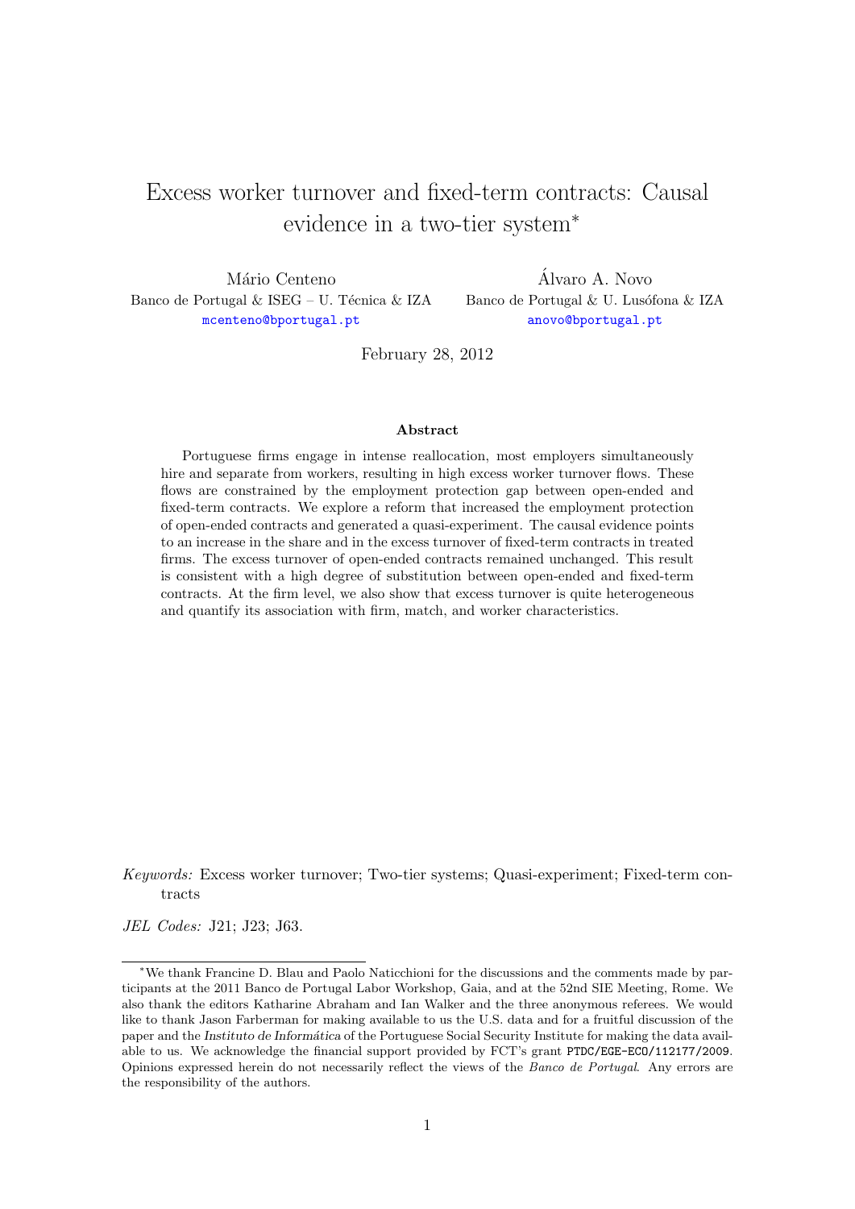# Excess worker turnover and fixed-term contracts: Causal evidence in a two-tier system*

Mário Centeno
Banco de Portugal & ISEG – U. Técnica & IZA
mcenteno@bportugal.pt

Álvaro A. Novo
Banco de Portugal & U. Lusófona & IZA
anovo@bportugal.pt

February 28, 2012

### Abstract

Portuguese firms engage in intense reallocation, most employers simultaneously hire and separate from workers, resulting in high excess worker turnover flows. These flows are constrained by the employment protection gap between open-ended and fixed-term contracts. We explore a reform that increased the employment protection of open-ended contracts and generated a quasi-experiment. The causal evidence points to an increase in the share and in the excess turnover of fixed-term contracts in treated firms. The excess turnover of open-ended contracts remained unchanged. This result is consistent with a high degree of substitution between open-ended and fixed-term contracts. At the firm level, we also show that excess turnover is quite heterogeneous and quantify its association with firm, match, and worker characteristics.

*Keywords:* Excess worker turnover; Two-tier systems; Quasi-experiment; Fixed-term contracts

*JEL Codes:* J21; J23; J63.

---

*We thank Francine D. Blau and Paolo Naticchioni for the discussions and the comments made by participants at the 2011 Banco de Portugal Labor Workshop, Gaia, and at the 52nd SIE Meeting, Rome. We also thank the editors Katharine Abraham and Ian Walker and the three anonymous referees. We would like to thank Jason Farberman for making available to us the U.S. data and for a fruitful discussion of the paper and the *Instituto de Informática* of the Portuguese Social Security Institute for making the data available to us. We acknowledge the financial support provided by FCT's grant PTDC/EGE-ECO/112177/2009. Opinions expressed herein do not necessarily reflect the views of the *Banco de Portugal*. Any errors are the responsibility of the authors.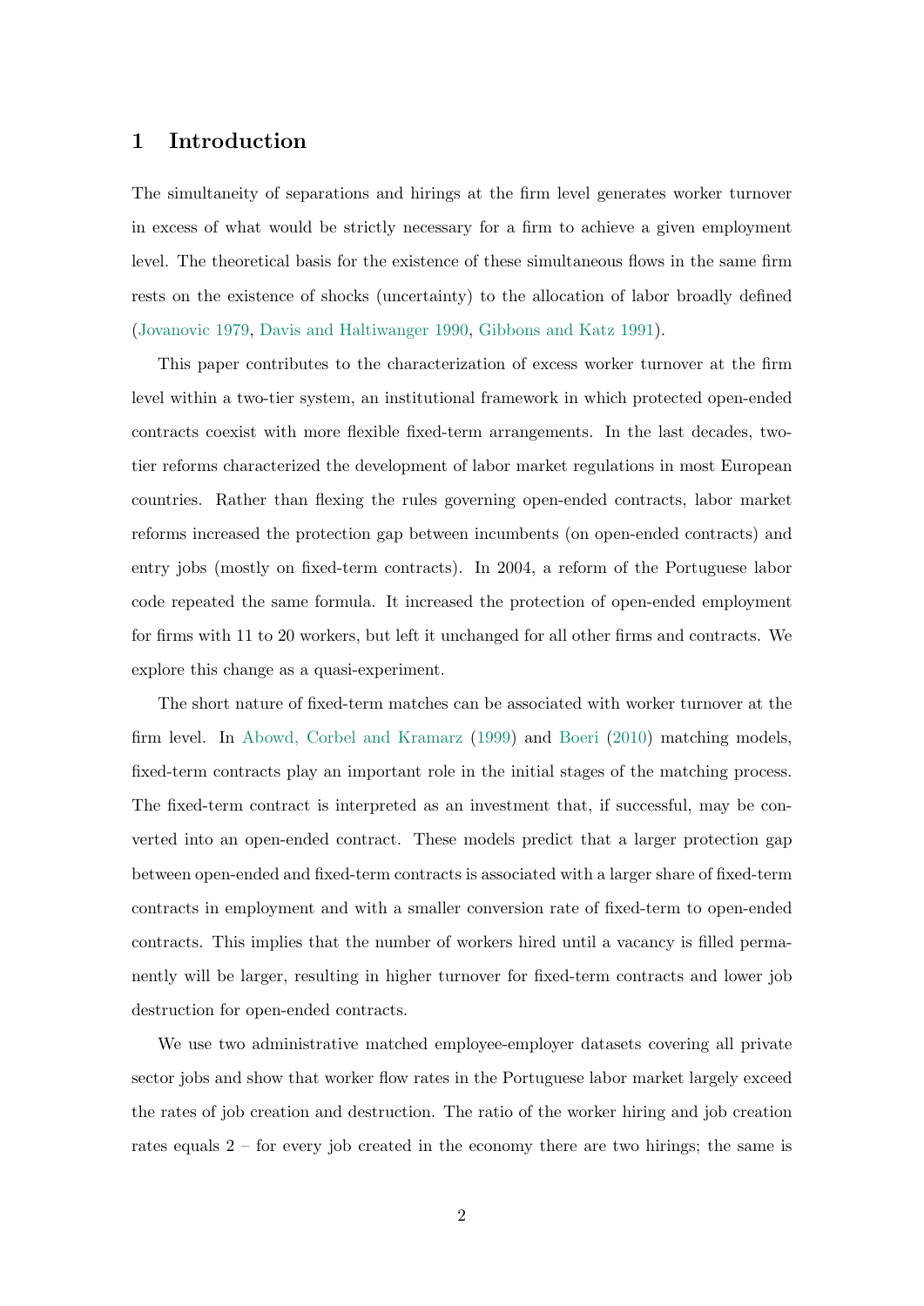# 1 Introduction

The simultaneity of separations and hirings at the firm level generates worker turnover in excess of what would be strictly necessary for a firm to achieve a given employment level. The theoretical basis for the existence of these simultaneous flows in the same firm rests on the existence of shocks (uncertainty) to the allocation of labor broadly defined (Jovanovic 1979, Davis and Haltiwanger 1990, Gibbons and Katz 1991).

This paper contributes to the characterization of excess worker turnover at the firm level within a two-tier system, an institutional framework in which protected open-ended contracts coexist with more flexible fixed-term arrangements. In the last decades, two-tier reforms characterized the development of labor market regulations in most European countries. Rather than flexing the rules governing open-ended contracts, labor market reforms increased the protection gap between incumbents (on open-ended contracts) and entry jobs (mostly on fixed-term contracts). In 2004, a reform of the Portuguese labor code repeated the same formula. It increased the protection of open-ended employment for firms with 11 to 20 workers, but left it unchanged for all other firms and contracts. We explore this change as a quasi-experiment.

The short nature of fixed-term matches can be associated with worker turnover at the firm level. In Abowd, Corbel and Kramarz (1999) and Boeri (2010) matching models, fixed-term contracts play an important role in the initial stages of the matching process. The fixed-term contract is interpreted as an investment that, if successful, may be converted into an open-ended contract. These models predict that a larger protection gap between open-ended and fixed-term contracts is associated with a larger share of fixed-term contracts in employment and with a smaller conversion rate of fixed-term to open-ended contracts. This implies that the number of workers hired until a vacancy is filled permanently will be larger, resulting in higher turnover for fixed-term contracts and lower job destruction for open-ended contracts.

We use two administrative matched employee-employer datasets covering all private sector jobs and show that worker flow rates in the Portuguese labor market largely exceed the rates of job creation and destruction. The ratio of the worker hiring and job creation rates equals 2 – for every job created in the economy there are two hirings; the same is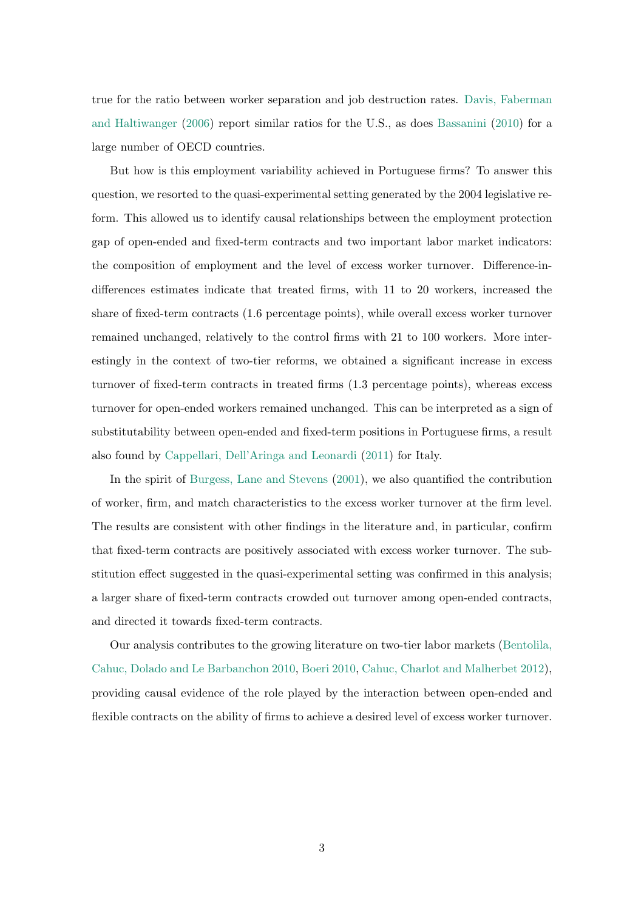true for the ratio between worker separation and job destruction rates. Davis, Faberman and Haltiwanger (2006) report similar ratios for the U.S., as does Bassanini (2010) for a large number of OECD countries.

But how is this employment variability achieved in Portuguese firms? To answer this question, we resorted to the quasi-experimental setting generated by the 2004 legislative reform. This allowed us to identify causal relationships between the employment protection gap of open-ended and fixed-term contracts and two important labor market indicators: the composition of employment and the level of excess worker turnover. Difference-in-differences estimates indicate that treated firms, with 11 to 20 workers, increased the share of fixed-term contracts (1.6 percentage points), while overall excess worker turnover remained unchanged, relatively to the control firms with 21 to 100 workers. More interestingly in the context of two-tier reforms, we obtained a significant increase in excess turnover of fixed-term contracts in treated firms (1.3 percentage points), whereas excess turnover for open-ended workers remained unchanged. This can be interpreted as a sign of substitutability between open-ended and fixed-term positions in Portuguese firms, a result also found by Cappellari, Dell'Aringa and Leonardi (2011) for Italy.

In the spirit of Burgess, Lane and Stevens (2001), we also quantified the contribution of worker, firm, and match characteristics to the excess worker turnover at the firm level. The results are consistent with other findings in the literature and, in particular, confirm that fixed-term contracts are positively associated with excess worker turnover. The substitution effect suggested in the quasi-experimental setting was confirmed in this analysis; a larger share of fixed-term contracts crowded out turnover among open-ended contracts, and directed it towards fixed-term contracts.

Our analysis contributes to the growing literature on two-tier labor markets (Bentolila, Cahuc, Dolado and Le Barbanchon 2010, Boeri 2010, Cahuc, Charlot and Malherbet 2012), providing causal evidence of the role played by the interaction between open-ended and flexible contracts on the ability of firms to achieve a desired level of excess worker turnover.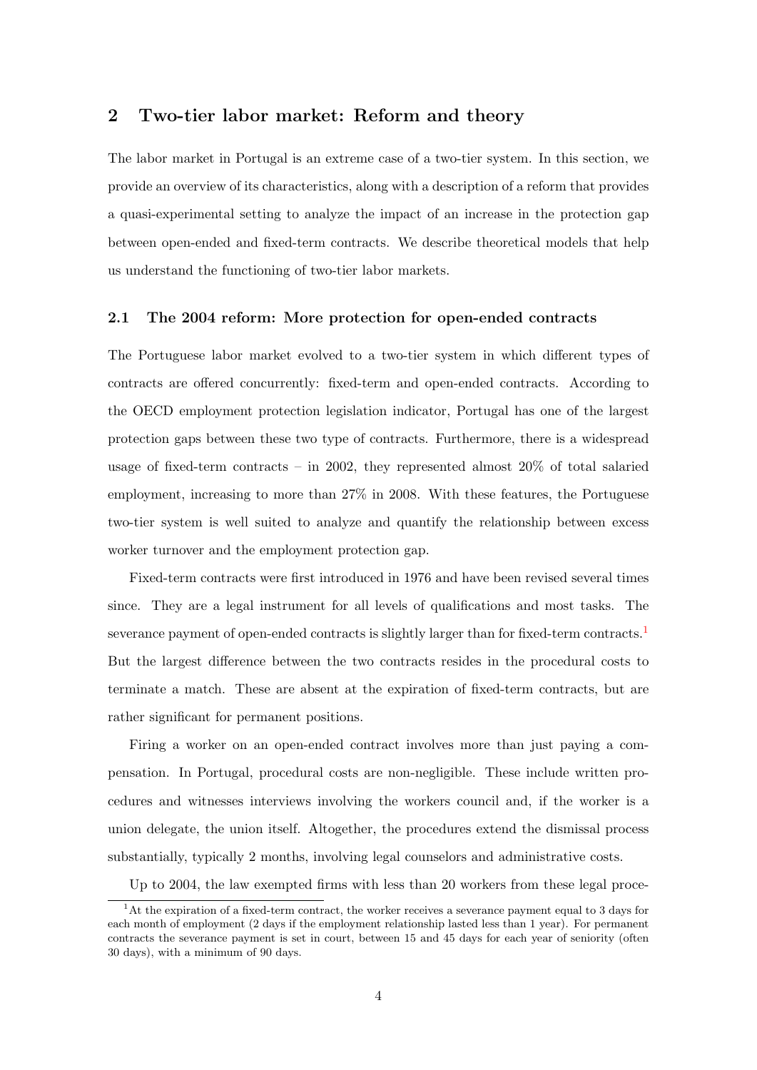## 2 Two-tier labor market: Reform and theory

The labor market in Portugal is an extreme case of a two-tier system. In this section, we provide an overview of its characteristics, along with a description of a reform that provides a quasi-experimental setting to analyze the impact of an increase in the protection gap between open-ended and fixed-term contracts. We describe theoretical models that help us understand the functioning of two-tier labor markets.

### 2.1 The 2004 reform: More protection for open-ended contracts

The Portuguese labor market evolved to a two-tier system in which different types of contracts are offered concurrently: fixed-term and open-ended contracts. According to the OECD employment protection legislation indicator, Portugal has one of the largest protection gaps between these two type of contracts. Furthermore, there is a widespread usage of fixed-term contracts – in 2002, they represented almost 20% of total salaried employment, increasing to more than 27% in 2008. With these features, the Portuguese two-tier system is well suited to analyze and quantify the relationship between excess worker turnover and the employment protection gap.

Fixed-term contracts were first introduced in 1976 and have been revised several times since. They are a legal instrument for all levels of qualifications and most tasks. The severance payment of open-ended contracts is slightly larger than for fixed-term contracts.[1] But the largest difference between the two contracts resides in the procedural costs to terminate a match. These are absent at the expiration of fixed-term contracts, but are rather significant for permanent positions.

Firing a worker on an open-ended contract involves more than just paying a compensation. In Portugal, procedural costs are non-negligible. These include written procedures and witnesses interviews involving the workers council and, if the worker is a union delegate, the union itself. Altogether, the procedures extend the dismissal process substantially, typically 2 months, involving legal counselors and administrative costs.

Up to 2004, the law exempted firms with less than 20 workers from these legal proce-

[1] At the expiration of a fixed-term contract, the worker receives a severance payment equal to 3 days for each month of employment (2 days if the employment relationship lasted less than 1 year). For permanent contracts the severance payment is set in court, between 15 and 45 days for each year of seniority (often 30 days), with a minimum of 90 days.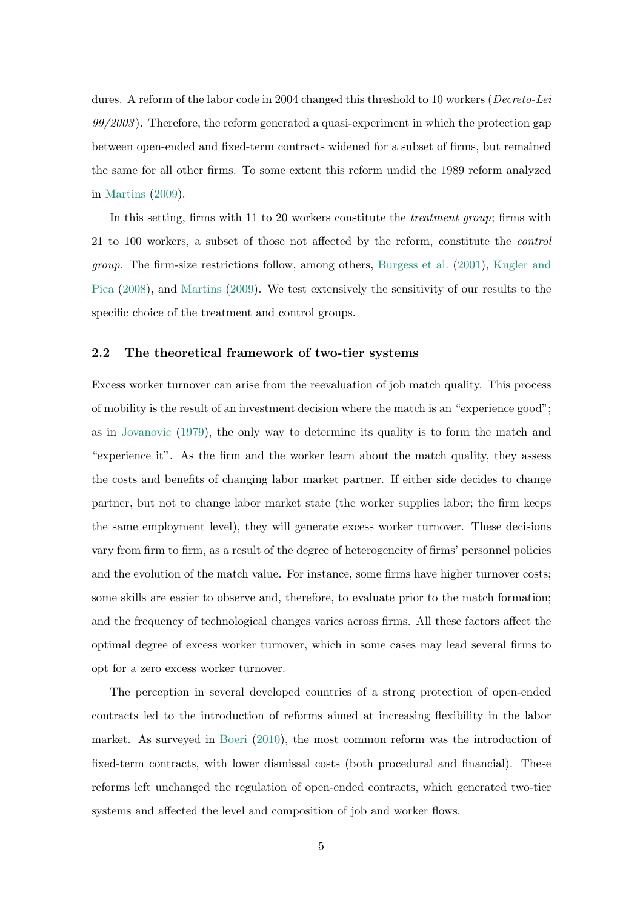dures. A reform of the labor code in 2004 changed this threshold to 10 workers (*Decreto-Lei 99/2003*). Therefore, the reform generated a quasi-experiment in which the protection gap between open-ended and fixed-term contracts widened for a subset of firms, but remained the same for all other firms. To some extent this reform undid the 1989 reform analyzed in Martins (2009).

In this setting, firms with 11 to 20 workers constitute the *treatment group*; firms with 21 to 100 workers, a subset of those not affected by the reform, constitute the *control group*. The firm-size restrictions follow, among others, Burgess et al. (2001), Kugler and Pica (2008), and Martins (2009). We test extensively the sensitivity of our results to the specific choice of the treatment and control groups.

### 2.2 The theoretical framework of two-tier systems

Excess worker turnover can arise from the reevaluation of job match quality. This process of mobility is the result of an investment decision where the match is an "experience good"; as in Jovanovic (1979), the only way to determine its quality is to form the match and "experience it". As the firm and the worker learn about the match quality, they assess the costs and benefits of changing labor market partner. If either side decides to change partner, but not to change labor market state (the worker supplies labor; the firm keeps the same employment level), they will generate excess worker turnover. These decisions vary from firm to firm, as a result of the degree of heterogeneity of firms' personnel policies and the evolution of the match value. For instance, some firms have higher turnover costs; some skills are easier to observe and, therefore, to evaluate prior to the match formation; and the frequency of technological changes varies across firms. All these factors affect the optimal degree of excess worker turnover, which in some cases may lead several firms to opt for a zero excess worker turnover.

The perception in several developed countries of a strong protection of open-ended contracts led to the introduction of reforms aimed at increasing flexibility in the labor market. As surveyed in Boeri (2010), the most common reform was the introduction of fixed-term contracts, with lower dismissal costs (both procedural and financial). These reforms left unchanged the regulation of open-ended contracts, which generated two-tier systems and affected the level and composition of job and worker flows.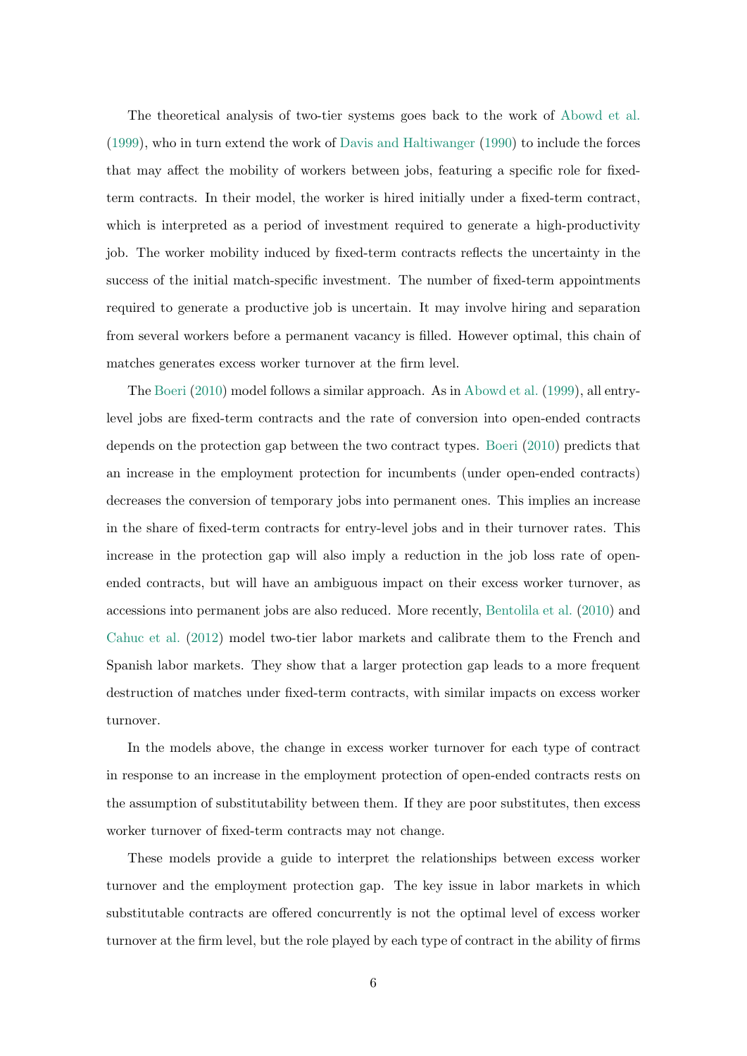The theoretical analysis of two-tier systems goes back to the work of Abowd et al. (1999), who in turn extend the work of Davis and Haltiwanger (1990) to include the forces that may affect the mobility of workers between jobs, featuring a specific role for fixed-term contracts. In their model, the worker is hired initially under a fixed-term contract, which is interpreted as a period of investment required to generate a high-productivity job. The worker mobility induced by fixed-term contracts reflects the uncertainty in the success of the initial match-specific investment. The number of fixed-term appointments required to generate a productive job is uncertain. It may involve hiring and separation from several workers before a permanent vacancy is filled. However optimal, this chain of matches generates excess worker turnover at the firm level.

The Boeri (2010) model follows a similar approach. As in Abowd et al. (1999), all entry-level jobs are fixed-term contracts and the rate of conversion into open-ended contracts depends on the protection gap between the two contract types. Boeri (2010) predicts that an increase in the employment protection for incumbents (under open-ended contracts) decreases the conversion of temporary jobs into permanent ones. This implies an increase in the share of fixed-term contracts for entry-level jobs and in their turnover rates. This increase in the protection gap will also imply a reduction in the job loss rate of open-ended contracts, but will have an ambiguous impact on their excess worker turnover, as accessions into permanent jobs are also reduced. More recently, Bentolila et al. (2010) and Cahuc et al. (2012) model two-tier labor markets and calibrate them to the French and Spanish labor markets. They show that a larger protection gap leads to a more frequent destruction of matches under fixed-term contracts, with similar impacts on excess worker turnover.

In the models above, the change in excess worker turnover for each type of contract in response to an increase in the employment protection of open-ended contracts rests on the assumption of substitutability between them. If they are poor substitutes, then excess worker turnover of fixed-term contracts may not change.

These models provide a guide to interpret the relationships between excess worker turnover and the employment protection gap. The key issue in labor markets in which substitutable contracts are offered concurrently is not the optimal level of excess worker turnover at the firm level, but the role played by each type of contract in the ability of firms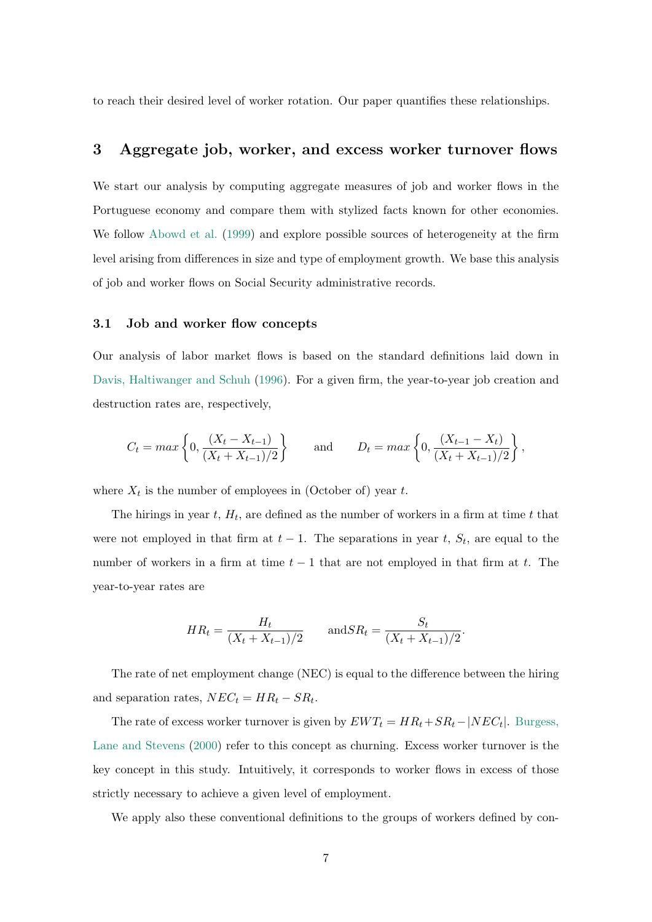to reach their desired level of worker rotation. Our paper quantifies these relationships.

## 3 Aggregate job, worker, and excess worker turnover flows

We start our analysis by computing aggregate measures of job and worker flows in the Portuguese economy and compare them with stylized facts known for other economies. We follow Abowd et al. (1999) and explore possible sources of heterogeneity at the firm level arising from differences in size and type of employment growth. We base this analysis of job and worker flows on Social Security administrative records.

### 3.1 Job and worker flow concepts

Our analysis of labor market flows is based on the standard definitions laid down in Davis, Haltiwanger and Schuh (1996). For a given firm, the year-to-year job creation and destruction rates are, respectively,

$$C_t = max\left\{0, \frac{(X_t - X_{t-1})}{(X_t + X_{t-1})/2}\right\} \qquad \text{and} \qquad D_t = max\left\{0, \frac{(X_{t-1} - X_t)}{(X_t + X_{t-1})/2}\right\},$$

where $X_t$ is the number of employees in (October of) year $t$.

The hirings in year $t$, $H_t$, are defined as the number of workers in a firm at time $t$ that were not employed in that firm at $t-1$. The separations in year $t$, $S_t$, are equal to the number of workers in a firm at time $t-1$ that are not employed in that firm at $t$. The year-to-year rates are

$$HR_t = \frac{H_t}{(X_t + X_{t-1})/2} \qquad \text{and} SR_t = \frac{S_t}{(X_t + X_{t-1})/2}.$$

The rate of net employment change (NEC) is equal to the difference between the hiring and separation rates, $NEC_t = HR_t - SR_t$.

The rate of excess worker turnover is given by $EWT_t = HR_t + SR_t - |NEC_t|$. Burgess, Lane and Stevens (2000) refer to this concept as churning. Excess worker turnover is the key concept in this study. Intuitively, it corresponds to worker flows in excess of those strictly necessary to achieve a given level of employment.

We apply also these conventional definitions to the groups of workers defined by con-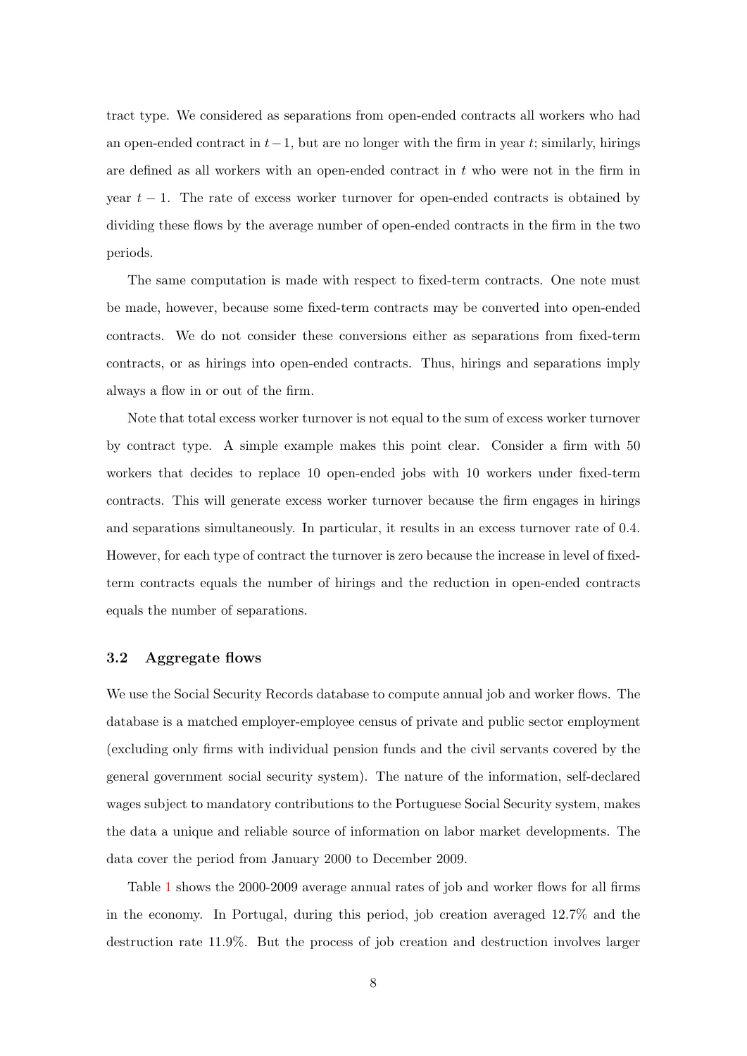tract type. We considered as separations from open-ended contracts all workers who had an open-ended contract in $t-1$, but are no longer with the firm in year $t$; similarly, hirings are defined as all workers with an open-ended contract in $t$ who were not in the firm in year $t-1$. The rate of excess worker turnover for open-ended contracts is obtained by dividing these flows by the average number of open-ended contracts in the firm in the two periods.

The same computation is made with respect to fixed-term contracts. One note must be made, however, because some fixed-term contracts may be converted into open-ended contracts. We do not consider these conversions either as separations from fixed-term contracts, or as hirings into open-ended contracts. Thus, hirings and separations imply always a flow in or out of the firm.

Note that total excess worker turnover is not equal to the sum of excess worker turnover by contract type. A simple example makes this point clear. Consider a firm with 50 workers that decides to replace 10 open-ended jobs with 10 workers under fixed-term contracts. This will generate excess worker turnover because the firm engages in hirings and separations simultaneously. In particular, it results in an excess turnover rate of 0.4. However, for each type of contract the turnover is zero because the increase in level of fixed-term contracts equals the number of hirings and the reduction in open-ended contracts equals the number of separations.

### 3.2 Aggregate flows

We use the Social Security Records database to compute annual job and worker flows. The database is a matched employer-employee census of private and public sector employment (excluding only firms with individual pension funds and the civil servants covered by the general government social security system). The nature of the information, self-declared wages subject to mandatory contributions to the Portuguese Social Security system, makes the data a unique and reliable source of information on labor market developments. The data cover the period from January 2000 to December 2009.

Table 1 shows the 2000-2009 average annual rates of job and worker flows for all firms in the economy. In Portugal, during this period, job creation averaged 12.7% and the destruction rate 11.9%. But the process of job creation and destruction involves larger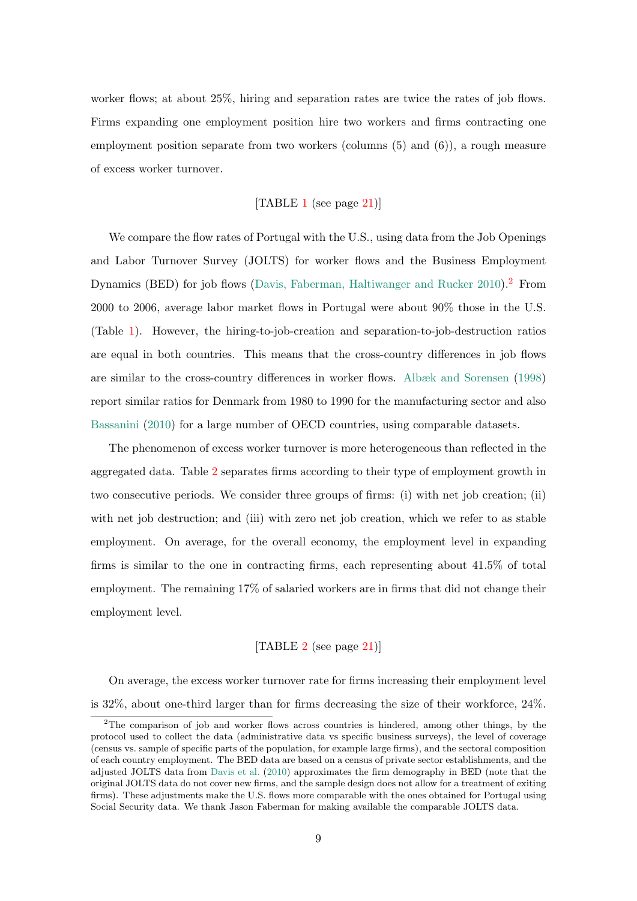worker flows; at about 25%, hiring and separation rates are twice the rates of job flows. Firms expanding one employment position hire two workers and firms contracting one employment position separate from two workers (columns (5) and (6)), a rough measure of excess worker turnover.

[TABLE 1 (see page 21)]

We compare the flow rates of Portugal with the U.S., using data from the Job Openings and Labor Turnover Survey (JOLTS) for worker flows and the Business Employment Dynamics (BED) for job flows (Davis, Faberman, Haltiwanger and Rucker 2010).[2] From 2000 to 2006, average labor market flows in Portugal were about 90% those in the U.S. (Table 1). However, the hiring-to-job-creation and separation-to-job-destruction ratios are equal in both countries. This means that the cross-country differences in job flows are similar to the cross-country differences in worker flows. Albæk and Sorensen (1998) report similar ratios for Denmark from 1980 to 1990 for the manufacturing sector and also Bassanini (2010) for a large number of OECD countries, using comparable datasets.

The phenomenon of excess worker turnover is more heterogeneous than reflected in the aggregated data. Table 2 separates firms according to their type of employment growth in two consecutive periods. We consider three groups of firms: (i) with net job creation; (ii) with net job destruction; and (iii) with zero net job creation, which we refer to as stable employment. On average, for the overall economy, the employment level in expanding firms is similar to the one in contracting firms, each representing about 41.5% of total employment. The remaining 17% of salaried workers are in firms that did not change their employment level.

[TABLE 2 (see page 21)]

On average, the excess worker turnover rate for firms increasing their employment level is 32%, about one-third larger than for firms decreasing the size of their workforce, 24%.

[2] The comparison of job and worker flows across countries is hindered, among other things, by the protocol used to collect the data (administrative data vs specific business surveys), the level of coverage (census vs. sample of specific parts of the population, for example large firms), and the sectoral composition of each country employment. The BED data are based on a census of private sector establishments, and the adjusted JOLTS data from Davis et al. (2010) approximates the firm demography in BED (note that the original JOLTS data do not cover new firms, and the sample design does not allow for a treatment of exiting firms). These adjustments make the U.S. flows more comparable with the ones obtained for Portugal using Social Security data. We thank Jason Faberman for making available the comparable JOLTS data.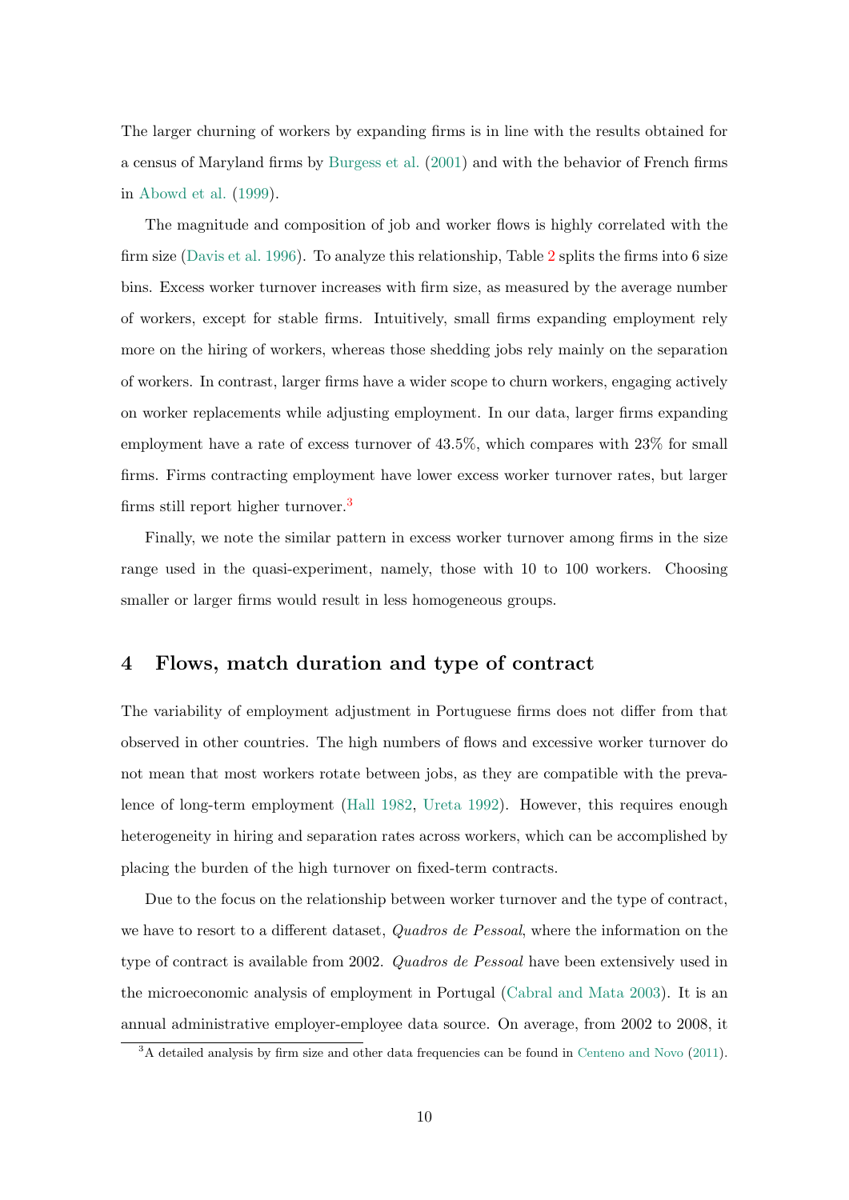The larger churning of workers by expanding firms is in line with the results obtained for a census of Maryland firms by Burgess et al. (2001) and with the behavior of French firms in Abowd et al. (1999).

The magnitude and composition of job and worker flows is highly correlated with the firm size (Davis et al. 1996). To analyze this relationship, Table 2 splits the firms into 6 size bins. Excess worker turnover increases with firm size, as measured by the average number of workers, except for stable firms. Intuitively, small firms expanding employment rely more on the hiring of workers, whereas those shedding jobs rely mainly on the separation of workers. In contrast, larger firms have a wider scope to churn workers, engaging actively on worker replacements while adjusting employment. In our data, larger firms expanding employment have a rate of excess turnover of 43.5%, which compares with 23% for small firms. Firms contracting employment have lower excess worker turnover rates, but larger firms still report higher turnover.[3]

Finally, we note the similar pattern in excess worker turnover among firms in the size range used in the quasi-experiment, namely, those with 10 to 100 workers. Choosing smaller or larger firms would result in less homogeneous groups.

## 4 Flows, match duration and type of contract

The variability of employment adjustment in Portuguese firms does not differ from that observed in other countries. The high numbers of flows and excessive worker turnover do not mean that most workers rotate between jobs, as they are compatible with the prevalence of long-term employment (Hall 1982, Ureta 1992). However, this requires enough heterogeneity in hiring and separation rates across workers, which can be accomplished by placing the burden of the high turnover on fixed-term contracts.

Due to the focus on the relationship between worker turnover and the type of contract, we have to resort to a different dataset, *Quadros de Pessoal*, where the information on the type of contract is available from 2002. *Quadros de Pessoal* have been extensively used in the microeconomic analysis of employment in Portugal (Cabral and Mata 2003). It is an annual administrative employer-employee data source. On average, from 2002 to 2008, it

[3] A detailed analysis by firm size and other data frequencies can be found in Centeno and Novo (2011).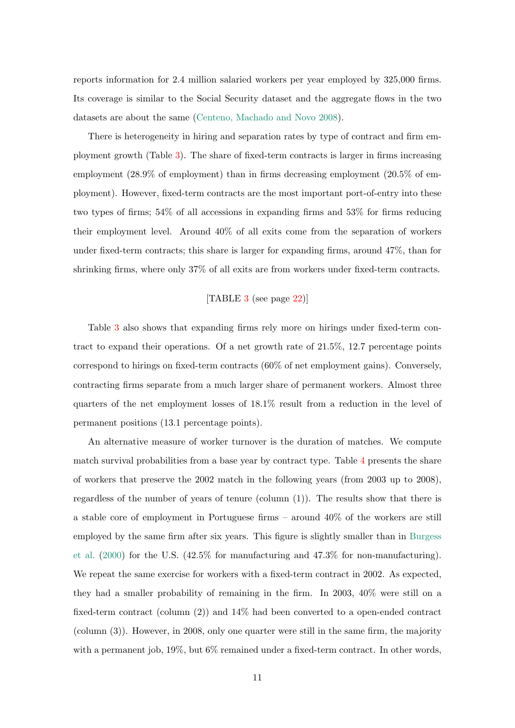reports information for 2.4 million salaried workers per year employed by 325,000 firms. Its coverage is similar to the Social Security dataset and the aggregate flows in the two datasets are about the same (Centeno, Machado and Novo 2008).

There is heterogeneity in hiring and separation rates by type of contract and firm employment growth (Table 3). The share of fixed-term contracts is larger in firms increasing employment (28.9% of employment) than in firms decreasing employment (20.5% of employment). However, fixed-term contracts are the most important port-of-entry into these two types of firms; 54% of all accessions in expanding firms and 53% for firms reducing their employment level. Around 40% of all exits come from the separation of workers under fixed-term contracts; this share is larger for expanding firms, around 47%, than for shrinking firms, where only 37% of all exits are from workers under fixed-term contracts.

[TABLE 3 (see page 22)]

Table 3 also shows that expanding firms rely more on hirings under fixed-term contract to expand their operations. Of a net growth rate of 21.5%, 12.7 percentage points correspond to hirings on fixed-term contracts (60% of net employment gains). Conversely, contracting firms separate from a much larger share of permanent workers. Almost three quarters of the net employment losses of 18.1% result from a reduction in the level of permanent positions (13.1 percentage points).

An alternative measure of worker turnover is the duration of matches. We compute match survival probabilities from a base year by contract type. Table 4 presents the share of workers that preserve the 2002 match in the following years (from 2003 up to 2008), regardless of the number of years of tenure (column (1)). The results show that there is a stable core of employment in Portuguese firms – around 40% of the workers are still employed by the same firm after six years. This figure is slightly smaller than in Burgess et al. (2000) for the U.S. (42.5% for manufacturing and 47.3% for non-manufacturing). We repeat the same exercise for workers with a fixed-term contract in 2002. As expected, they had a smaller probability of remaining in the firm. In 2003, 40% were still on a fixed-term contract (column (2)) and 14% had been converted to a open-ended contract (column (3)). However, in 2008, only one quarter were still in the same firm, the majority with a permanent job, 19%, but 6% remained under a fixed-term contract. In other words,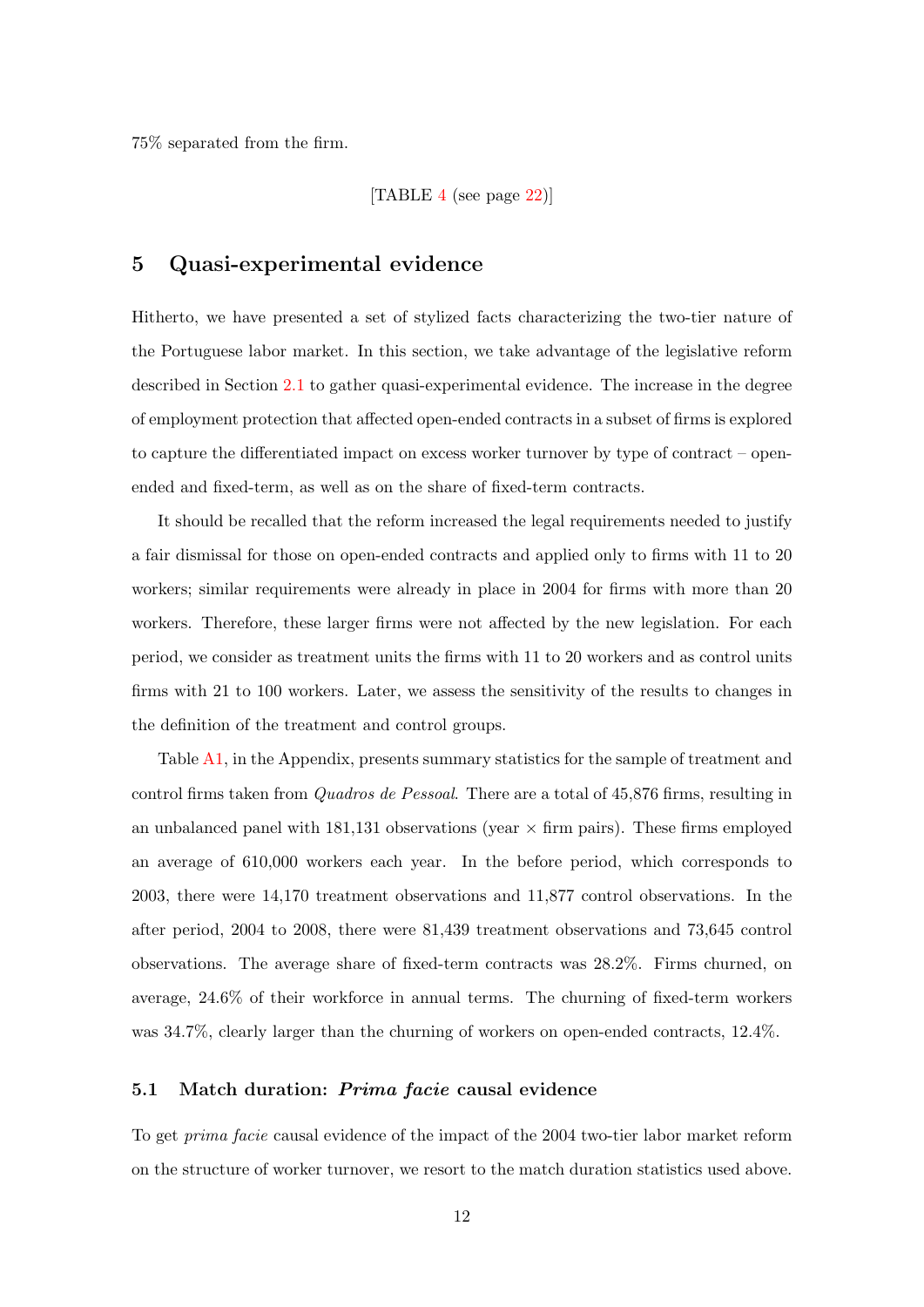75% separated from the firm.

[TABLE 4 (see page 22)]

## 5 Quasi-experimental evidence

Hitherto, we have presented a set of stylized facts characterizing the two-tier nature of the Portuguese labor market. In this section, we take advantage of the legislative reform described in Section 2.1 to gather quasi-experimental evidence. The increase in the degree of employment protection that affected open-ended contracts in a subset of firms is explored to capture the differentiated impact on excess worker turnover by type of contract – open-ended and fixed-term, as well as on the share of fixed-term contracts.

It should be recalled that the reform increased the legal requirements needed to justify a fair dismissal for those on open-ended contracts and applied only to firms with 11 to 20 workers; similar requirements were already in place in 2004 for firms with more than 20 workers. Therefore, these larger firms were not affected by the new legislation. For each period, we consider as treatment units the firms with 11 to 20 workers and as control units firms with 21 to 100 workers. Later, we assess the sensitivity of the results to changes in the definition of the treatment and control groups.

Table A1, in the Appendix, presents summary statistics for the sample of treatment and control firms taken from *Quadros de Pessoal*. There are a total of 45,876 firms, resulting in an unbalanced panel with 181,131 observations (year $\times$ firm pairs). These firms employed an average of 610,000 workers each year. In the before period, which corresponds to 2003, there were 14,170 treatment observations and 11,877 control observations. In the after period, 2004 to 2008, there were 81,439 treatment observations and 73,645 control observations. The average share of fixed-term contracts was 28.2%. Firms churned, on average, 24.6% of their workforce in annual terms. The churning of fixed-term workers was 34.7%, clearly larger than the churning of workers on open-ended contracts, 12.4%.

### 5.1 Match duration: *Prima facie* causal evidence

To get *prima facie* causal evidence of the impact of the 2004 two-tier labor market reform on the structure of worker turnover, we resort to the match duration statistics used above.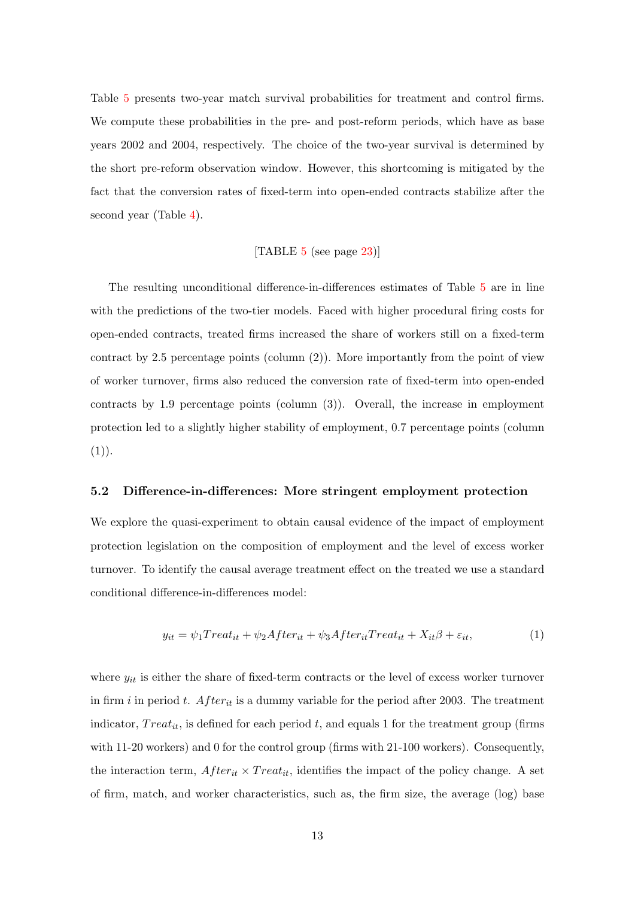Table 5 presents two-year match survival probabilities for treatment and control firms. We compute these probabilities in the pre- and post-reform periods, which have as base years 2002 and 2004, respectively. The choice of the two-year survival is determined by the short pre-reform observation window. However, this shortcoming is mitigated by the fact that the conversion rates of fixed-term into open-ended contracts stabilize after the second year (Table 4).

[TABLE 5 (see page 23)]

The resulting unconditional difference-in-differences estimates of Table 5 are in line with the predictions of the two-tier models. Faced with higher procedural firing costs for open-ended contracts, treated firms increased the share of workers still on a fixed-term contract by 2.5 percentage points (column (2)). More importantly from the point of view of worker turnover, firms also reduced the conversion rate of fixed-term into open-ended contracts by 1.9 percentage points (column (3)). Overall, the increase in employment protection led to a slightly higher stability of employment, 0.7 percentage points (column (1)).

### 5.2 Difference-in-differences: More stringent employment protection

We explore the quasi-experiment to obtain causal evidence of the impact of employment protection legislation on the composition of employment and the level of excess worker turnover. To identify the causal average treatment effect on the treated we use a standard conditional difference-in-differences model:

$$y_{it} = \psi_1 Treat_{it} + \psi_2 After_{it} + \psi_3 After_{it} Treat_{it} + X_{it}\beta + \varepsilon_{it}, \tag{1}$$

where $y_{it}$ is either the share of fixed-term contracts or the level of excess worker turnover in firm $i$ in period $t$. $After_{it}$ is a dummy variable for the period after 2003. The treatment indicator, $Treat_{it}$, is defined for each period $t$, and equals 1 for the treatment group (firms with 11-20 workers) and 0 for the control group (firms with 21-100 workers). Consequently, the interaction term, $After_{it} \times Treat_{it}$, identifies the impact of the policy change. A set of firm, match, and worker characteristics, such as, the firm size, the average (log) base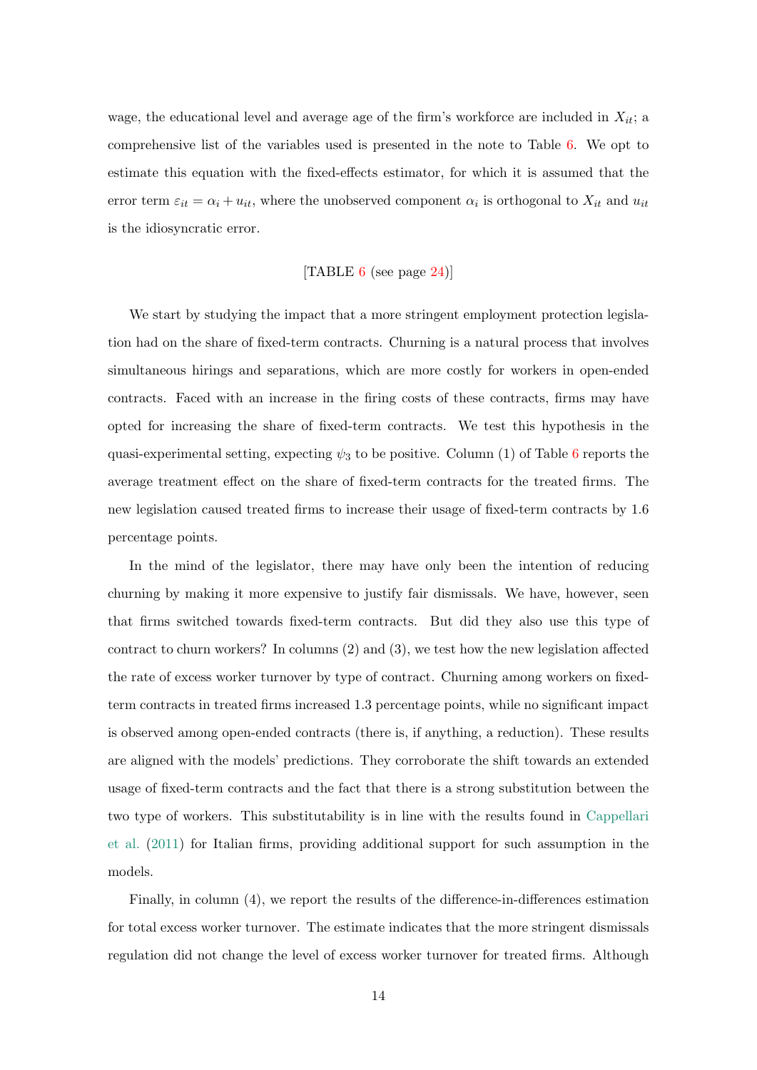wage, the educational level and average age of the firm's workforce are included in $X_{it}$; a comprehensive list of the variables used is presented in the note to Table 6. We opt to estimate this equation with the fixed-effects estimator, for which it is assumed that the error term $\varepsilon_{it} = \alpha_i + u_{it}$, where the unobserved component $\alpha_i$ is orthogonal to $X_{it}$ and $u_{it}$ is the idiosyncratic error.

[TABLE 6 (see page 24)]

We start by studying the impact that a more stringent employment protection legislation had on the share of fixed-term contracts. Churning is a natural process that involves simultaneous hirings and separations, which are more costly for workers in open-ended contracts. Faced with an increase in the firing costs of these contracts, firms may have opted for increasing the share of fixed-term contracts. We test this hypothesis in the quasi-experimental setting, expecting $\psi_3$ to be positive. Column (1) of Table 6 reports the average treatment effect on the share of fixed-term contracts for the treated firms. The new legislation caused treated firms to increase their usage of fixed-term contracts by 1.6 percentage points.

In the mind of the legislator, there may have only been the intention of reducing churning by making it more expensive to justify fair dismissals. We have, however, seen that firms switched towards fixed-term contracts. But did they also use this type of contract to churn workers? In columns (2) and (3), we test how the new legislation affected the rate of excess worker turnover by type of contract. Churning among workers on fixed-term contracts in treated firms increased 1.3 percentage points, while no significant impact is observed among open-ended contracts (there is, if anything, a reduction). These results are aligned with the models' predictions. They corroborate the shift towards an extended usage of fixed-term contracts and the fact that there is a strong substitution between the two type of workers. This substitutability is in line with the results found in Cappellari et al. (2011) for Italian firms, providing additional support for such assumption in the models.

Finally, in column (4), we report the results of the difference-in-differences estimation for total excess worker turnover. The estimate indicates that the more stringent dismissals regulation did not change the level of excess worker turnover for treated firms. Although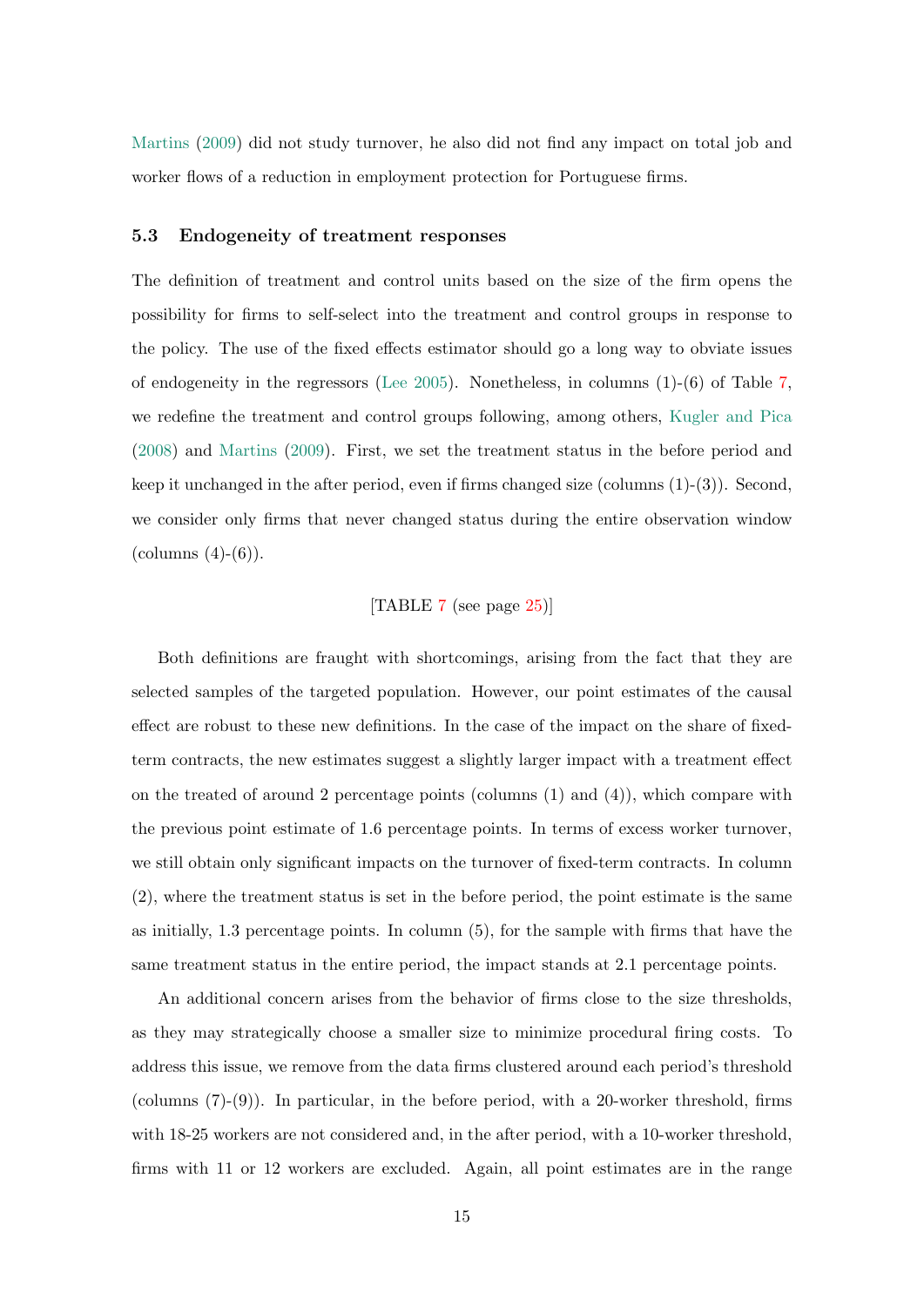Martins (2009) did not study turnover, he also did not find any impact on total job and worker flows of a reduction in employment protection for Portuguese firms.

### 5.3 Endogeneity of treatment responses

The definition of treatment and control units based on the size of the firm opens the possibility for firms to self-select into the treatment and control groups in response to the policy. The use of the fixed effects estimator should go a long way to obviate issues of endogeneity in the regressors (Lee 2005). Nonetheless, in columns (1)-(6) of Table 7, we redefine the treatment and control groups following, among others, Kugler and Pica (2008) and Martins (2009). First, we set the treatment status in the before period and keep it unchanged in the after period, even if firms changed size (columns (1)-(3)). Second, we consider only firms that never changed status during the entire observation window (columns (4)-(6)).

[TABLE 7 (see page 25)]

Both definitions are fraught with shortcomings, arising from the fact that they are selected samples of the targeted population. However, our point estimates of the causal effect are robust to these new definitions. In the case of the impact on the share of fixed-term contracts, the new estimates suggest a slightly larger impact with a treatment effect on the treated of around 2 percentage points (columns (1) and (4)), which compare with the previous point estimate of 1.6 percentage points. In terms of excess worker turnover, we still obtain only significant impacts on the turnover of fixed-term contracts. In column (2), where the treatment status is set in the before period, the point estimate is the same as initially, 1.3 percentage points. In column (5), for the sample with firms that have the same treatment status in the entire period, the impact stands at 2.1 percentage points.

An additional concern arises from the behavior of firms close to the size thresholds, as they may strategically choose a smaller size to minimize procedural firing costs. To address this issue, we remove from the data firms clustered around each period's threshold (columns (7)-(9)). In particular, in the before period, with a 20-worker threshold, firms with 18-25 workers are not considered and, in the after period, with a 10-worker threshold, firms with 11 or 12 workers are excluded. Again, all point estimates are in the range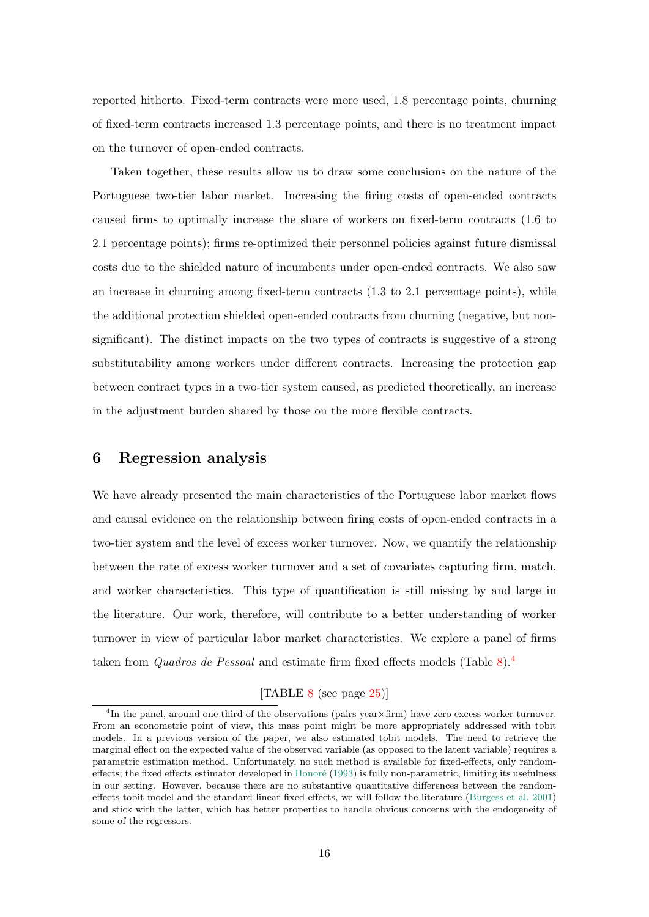reported hitherto. Fixed-term contracts were more used, 1.8 percentage points, churning of fixed-term contracts increased 1.3 percentage points, and there is no treatment impact on the turnover of open-ended contracts.

Taken together, these results allow us to draw some conclusions on the nature of the Portuguese two-tier labor market. Increasing the firing costs of open-ended contracts caused firms to optimally increase the share of workers on fixed-term contracts (1.6 to 2.1 percentage points); firms re-optimized their personnel policies against future dismissal costs due to the shielded nature of incumbents under open-ended contracts. We also saw an increase in churning among fixed-term contracts (1.3 to 2.1 percentage points), while the additional protection shielded open-ended contracts from churning (negative, but non-significant). The distinct impacts on the two types of contracts is suggestive of a strong substitutability among workers under different contracts. Increasing the protection gap between contract types in a two-tier system caused, as predicted theoretically, an increase in the adjustment burden shared by those on the more flexible contracts.

## 6 Regression analysis

We have already presented the main characteristics of the Portuguese labor market flows and causal evidence on the relationship between firing costs of open-ended contracts in a two-tier system and the level of excess worker turnover. Now, we quantify the relationship between the rate of excess worker turnover and a set of covariates capturing firm, match, and worker characteristics. This type of quantification is still missing by and large in the literature. Our work, therefore, will contribute to a better understanding of worker turnover in view of particular labor market characteristics. We explore a panel of firms taken from *Quadros de Pessoal* and estimate firm fixed effects models (Table 8).[4]

[TABLE 8 (see page 25)]

[4] In the panel, around one third of the observations (pairs year×firm) have zero excess worker turnover. From an econometric point of view, this mass point might be more appropriately addressed with tobit models. In a previous version of the paper, we also estimated tobit models. The need to retrieve the marginal effect on the expected value of the observed variable (as opposed to the latent variable) requires a parametric estimation method. Unfortunately, no such method is available for fixed-effects, only random-effects; the fixed effects estimator developed in Honoré (1993) is fully non-parametric, limiting its usefulness in our setting. However, because there are no substantive quantitative differences between the random-effects tobit model and the standard linear fixed-effects, we will follow the literature (Burgess et al. 2001) and stick with the latter, which has better properties to handle obvious concerns with the endogeneity of some of the regressors.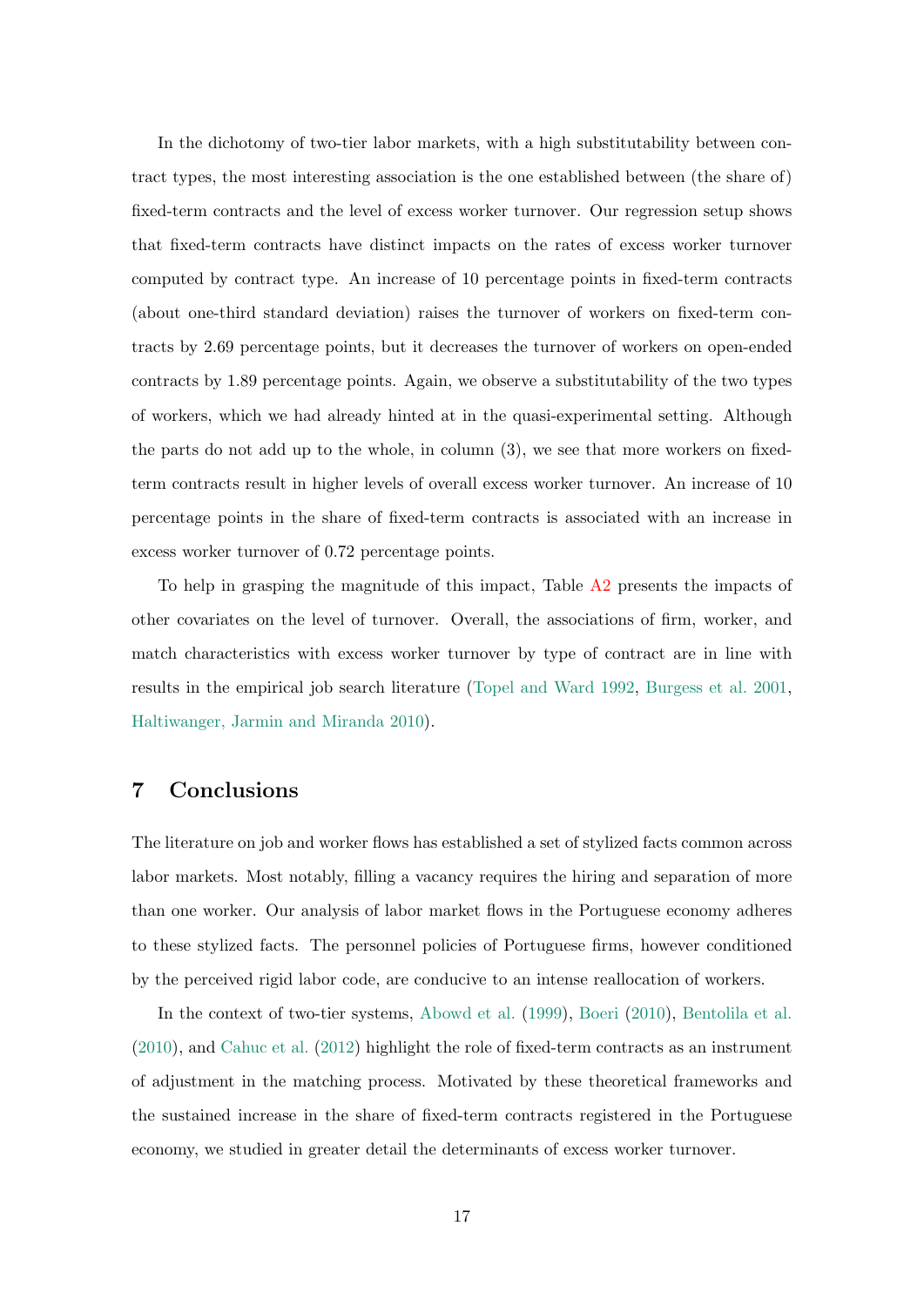In the dichotomy of two-tier labor markets, with a high substitutability between contract types, the most interesting association is the one established between (the share of) fixed-term contracts and the level of excess worker turnover. Our regression setup shows that fixed-term contracts have distinct impacts on the rates of excess worker turnover computed by contract type. An increase of 10 percentage points in fixed-term contracts (about one-third standard deviation) raises the turnover of workers on fixed-term contracts by 2.69 percentage points, but it decreases the turnover of workers on open-ended contracts by 1.89 percentage points. Again, we observe a substitutability of the two types of workers, which we had already hinted at in the quasi-experimental setting. Although the parts do not add up to the whole, in column (3), we see that more workers on fixed-term contracts result in higher levels of overall excess worker turnover. An increase of 10 percentage points in the share of fixed-term contracts is associated with an increase in excess worker turnover of 0.72 percentage points.

To help in grasping the magnitude of this impact, Table A2 presents the impacts of other covariates on the level of turnover. Overall, the associations of firm, worker, and match characteristics with excess worker turnover by type of contract are in line with results in the empirical job search literature (Topel and Ward 1992, Burgess et al. 2001, Haltiwanger, Jarmin and Miranda 2010).

# 7 Conclusions

The literature on job and worker flows has established a set of stylized facts common across labor markets. Most notably, filling a vacancy requires the hiring and separation of more than one worker. Our analysis of labor market flows in the Portuguese economy adheres to these stylized facts. The personnel policies of Portuguese firms, however conditioned by the perceived rigid labor code, are conducive to an intense reallocation of workers.

In the context of two-tier systems, Abowd et al. (1999), Boeri (2010), Bentolila et al. (2010), and Cahuc et al. (2012) highlight the role of fixed-term contracts as an instrument of adjustment in the matching process. Motivated by these theoretical frameworks and the sustained increase in the share of fixed-term contracts registered in the Portuguese economy, we studied in greater detail the determinants of excess worker turnover.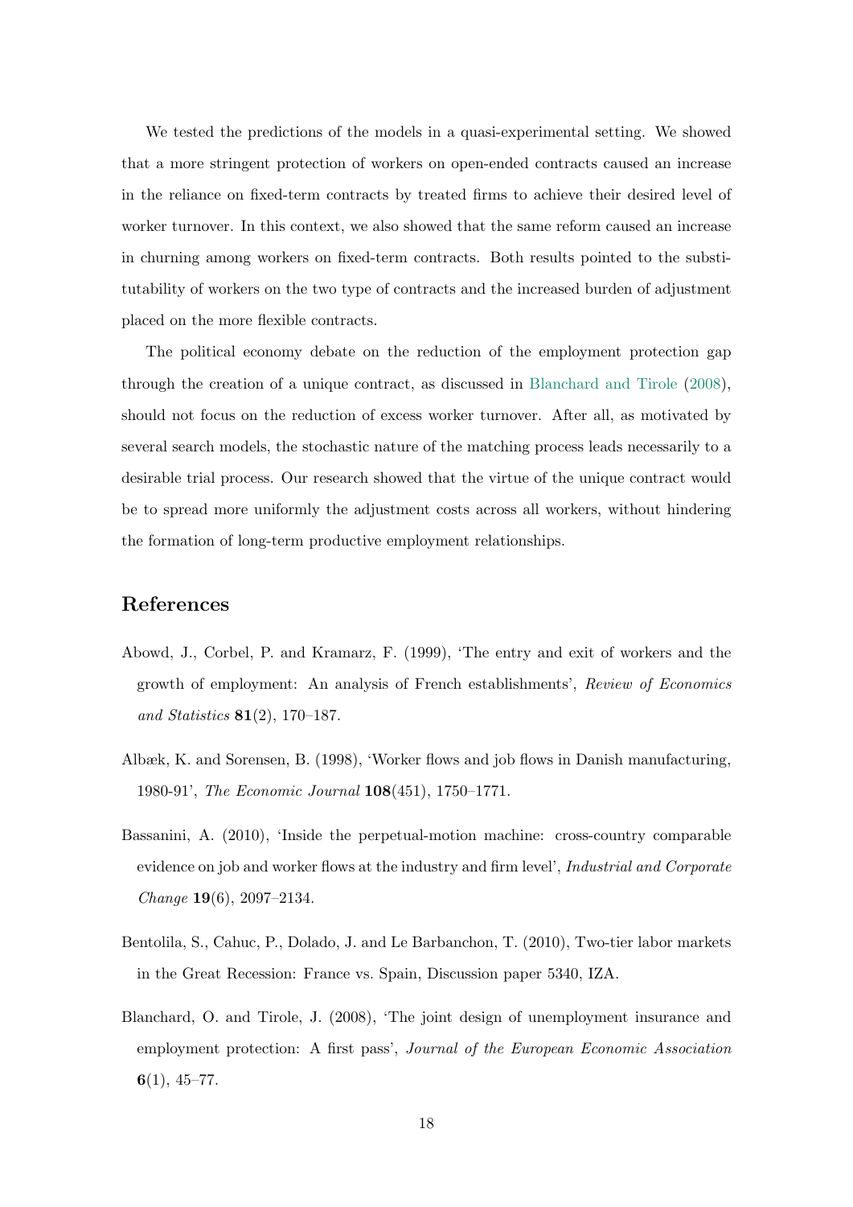We tested the predictions of the models in a quasi-experimental setting. We showed that a more stringent protection of workers on open-ended contracts caused an increase in the reliance on fixed-term contracts by treated firms to achieve their desired level of worker turnover. In this context, we also showed that the same reform caused an increase in churning among workers on fixed-term contracts. Both results pointed to the substitutability of workers on the two type of contracts and the increased burden of adjustment placed on the more flexible contracts.

The political economy debate on the reduction of the employment protection gap through the creation of a unique contract, as discussed in Blanchard and Tirole (2008), should not focus on the reduction of excess worker turnover. After all, as motivated by several search models, the stochastic nature of the matching process leads necessarily to a desirable trial process. Our research showed that the virtue of the unique contract would be to spread more uniformly the adjustment costs across all workers, without hindering the formation of long-term productive employment relationships.

## References

Abowd, J., Corbel, P. and Kramarz, F. (1999), 'The entry and exit of workers and the growth of employment: An analysis of French establishments', *Review of Economics and Statistics* **81**(2), 170–187.

Albæk, K. and Sorensen, B. (1998), 'Worker flows and job flows in Danish manufacturing, 1980-91', *The Economic Journal* **108**(451), 1750–1771.

Bassanini, A. (2010), 'Inside the perpetual-motion machine: cross-country comparable evidence on job and worker flows at the industry and firm level', *Industrial and Corporate Change* **19**(6), 2097–2134.

Bentolila, S., Cahuc, P., Dolado, J. and Le Barbanchon, T. (2010), Two-tier labor markets in the Great Recession: France vs. Spain, Discussion paper 5340, IZA.

Blanchard, O. and Tirole, J. (2008), 'The joint design of unemployment insurance and employment protection: A first pass', *Journal of the European Economic Association* **6**(1), 45–77.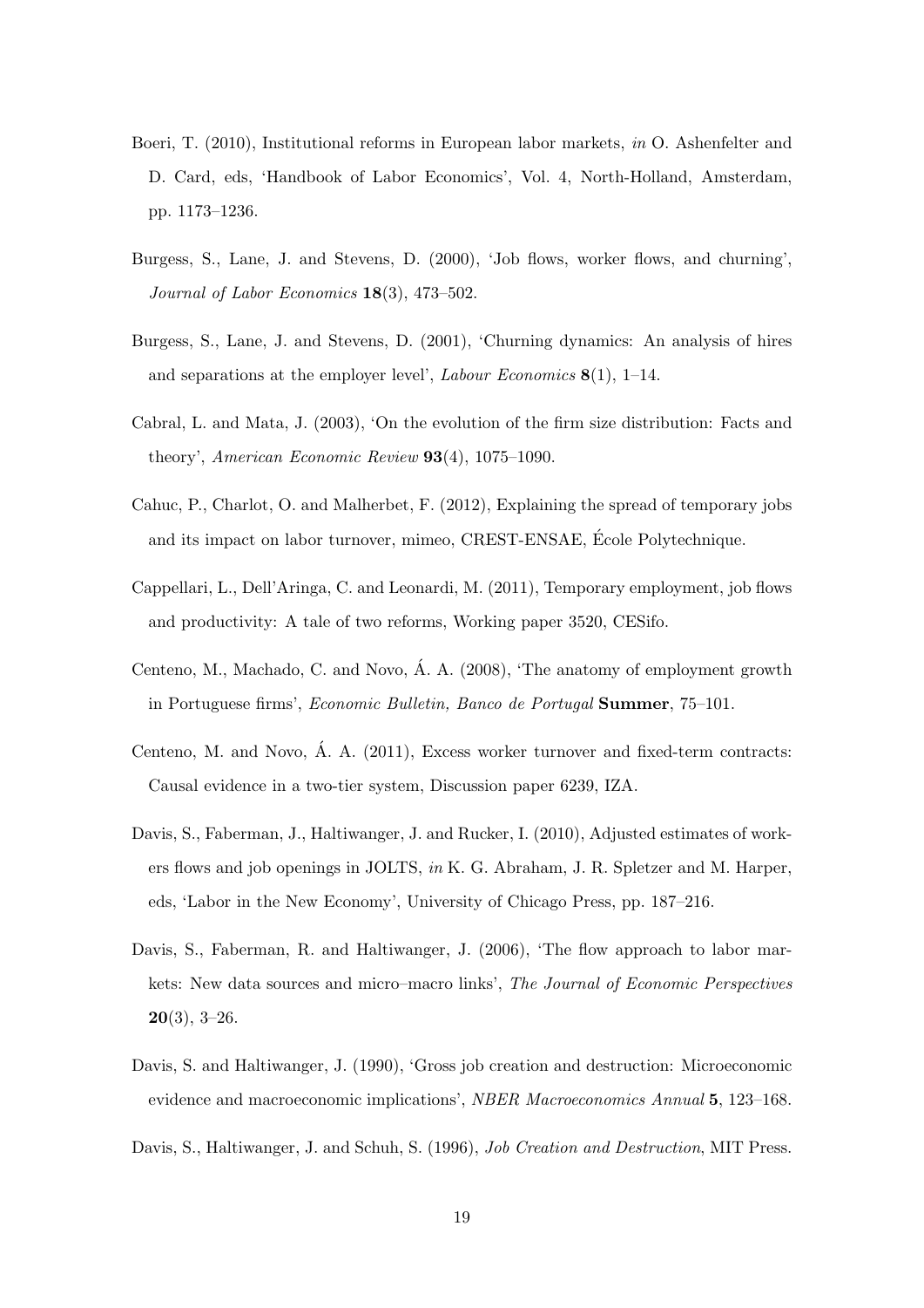Boeri, T. (2010), Institutional reforms in European labor markets, *in* O. Ashenfelter and D. Card, eds, 'Handbook of Labor Economics', Vol. 4, North-Holland, Amsterdam, pp. 1173–1236.

Burgess, S., Lane, J. and Stevens, D. (2000), 'Job flows, worker flows, and churning', *Journal of Labor Economics* **18**(3), 473–502.

Burgess, S., Lane, J. and Stevens, D. (2001), 'Churning dynamics: An analysis of hires and separations at the employer level', *Labour Economics* **8**(1), 1–14.

Cabral, L. and Mata, J. (2003), 'On the evolution of the firm size distribution: Facts and theory', *American Economic Review* **93**(4), 1075–1090.

Cahuc, P., Charlot, O. and Malherbet, F. (2012), Explaining the spread of temporary jobs and its impact on labor turnover, mimeo, CREST-ENSAE, École Polytechnique.

Cappellari, L., Dell'Aringa, C. and Leonardi, M. (2011), Temporary employment, job flows and productivity: A tale of two reforms, Working paper 3520, CESifo.

Centeno, M., Machado, C. and Novo, Á. A. (2008), 'The anatomy of employment growth in Portuguese firms', *Economic Bulletin, Banco de Portugal* **Summer**, 75–101.

Centeno, M. and Novo, Á. A. (2011), Excess worker turnover and fixed-term contracts: Causal evidence in a two-tier system, Discussion paper 6239, IZA.

Davis, S., Faberman, J., Haltiwanger, J. and Rucker, I. (2010), Adjusted estimates of workers flows and job openings in JOLTS, *in* K. G. Abraham, J. R. Spletzer and M. Harper, eds, 'Labor in the New Economy', University of Chicago Press, pp. 187–216.

Davis, S., Faberman, R. and Haltiwanger, J. (2006), 'The flow approach to labor markets: New data sources and micro–macro links', *The Journal of Economic Perspectives* **20**(3), 3–26.

Davis, S. and Haltiwanger, J. (1990), 'Gross job creation and destruction: Microeconomic evidence and macroeconomic implications', *NBER Macroeconomics Annual* **5**, 123–168.

Davis, S., Haltiwanger, J. and Schuh, S. (1996), *Job Creation and Destruction*, MIT Press.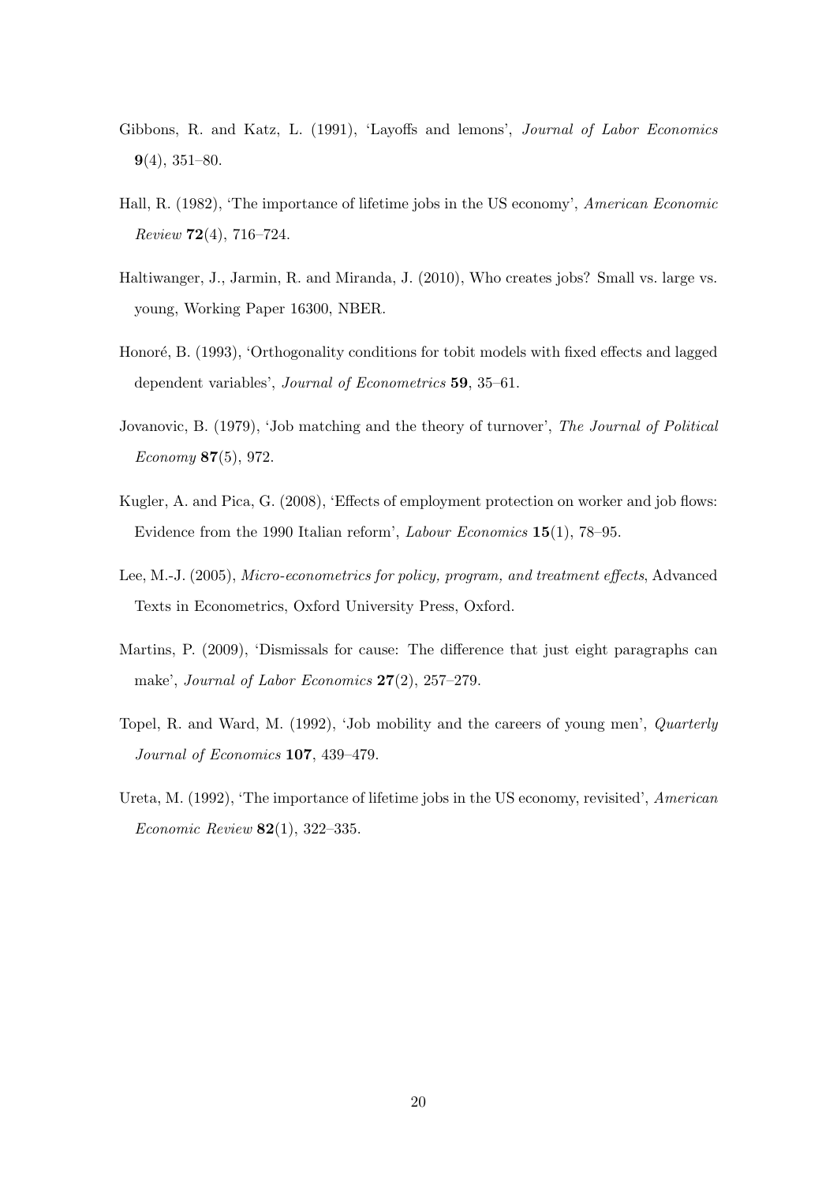Gibbons, R. and Katz, L. (1991), 'Layoffs and lemons', *Journal of Labor Economics* **9**(4), 351–80.

Hall, R. (1982), 'The importance of lifetime jobs in the US economy', *American Economic Review* **72**(4), 716–724.

Haltiwanger, J., Jarmin, R. and Miranda, J. (2010), Who creates jobs? Small vs. large vs. young, Working Paper 16300, NBER.

Honoré, B. (1993), 'Orthogonality conditions for tobit models with fixed effects and lagged dependent variables', *Journal of Econometrics* **59**, 35–61.

Jovanovic, B. (1979), 'Job matching and the theory of turnover', *The Journal of Political Economy* **87**(5), 972.

Kugler, A. and Pica, G. (2008), 'Effects of employment protection on worker and job flows: Evidence from the 1990 Italian reform', *Labour Economics* **15**(1), 78–95.

Lee, M.-J. (2005), *Micro-econometrics for policy, program, and treatment effects*, Advanced Texts in Econometrics, Oxford University Press, Oxford.

Martins, P. (2009), 'Dismissals for cause: The difference that just eight paragraphs can make', *Journal of Labor Economics* **27**(2), 257–279.

Topel, R. and Ward, M. (1992), 'Job mobility and the careers of young men', *Quarterly Journal of Economics* **107**, 439–479.

Ureta, M. (1992), 'The importance of lifetime jobs in the US economy, revisited', *American Economic Review* **82**(1), 322–335.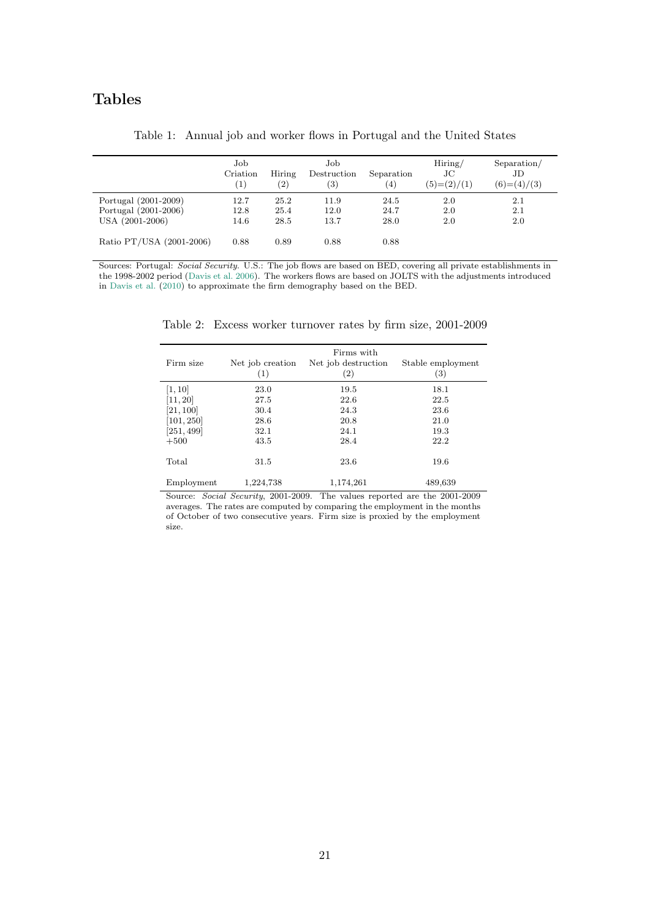# Tables

Table 1: Annual job and worker flows in Portugal and the United States

| | Job Criation (1) | Hiring (2) | Job Destruction (3) | Separation (4) | Hiring/ JC (5)=(2)/(1) | Separation/ JD (6)=(4)/(3) |
|---|---|---|---|---|---|---|
| Portugal (2001-2009) | 12.7 | 25.2 | 11.9 | 24.5 | 2.0 | 2.1 |
| Portugal (2001-2006) | 12.8 | 25.4 | 12.0 | 24.7 | 2.0 | 2.1 |
| USA (2001-2006) | 14.6 | 28.5 | 13.7 | 28.0 | 2.0 | 2.0 |
| | | | | | | |
| Ratio PT/USA (2001-2006) | 0.88 | 0.89 | 0.88 | 0.88 | | |

Sources: Portugal: *Social Security*. U.S.: The job flows are based on BED, covering all private establishments in the 1998-2002 period (Davis et al. 2006). The workers flows are based on JOLTS with the adjustments introduced in Davis et al. (2010) to approximate the firm demography based on the BED.

Table 2: Excess worker turnover rates by firm size, 2001-2009

| | Firms with | | |
|---|---|---|---|
| Firm size | Net job creation (1) | Net job destruction (2) | Stable employment (3) |
| [1, 10] | 23.0 | 19.5 | 18.1 |
| [11, 20] | 27.5 | 22.6 | 22.5 |
| [21, 100] | 30.4 | 24.3 | 23.6 |
| [101, 250] | 28.6 | 20.8 | 21.0 |
| [251, 499] | 32.1 | 24.1 | 19.3 |
| +500 | 43.5 | 28.4 | 22.2 |
| | | | |
| Total | 31.5 | 23.6 | 19.6 |
| | | | |
| Employment | 1,224,738 | 1,174,261 | 489,639 |

Source: *Social Security*, 2001-2009. The values reported are the 2001-2009 averages. The rates are computed by comparing the employment in the months of October of two consecutive years. Firm size is proxied by the employment size.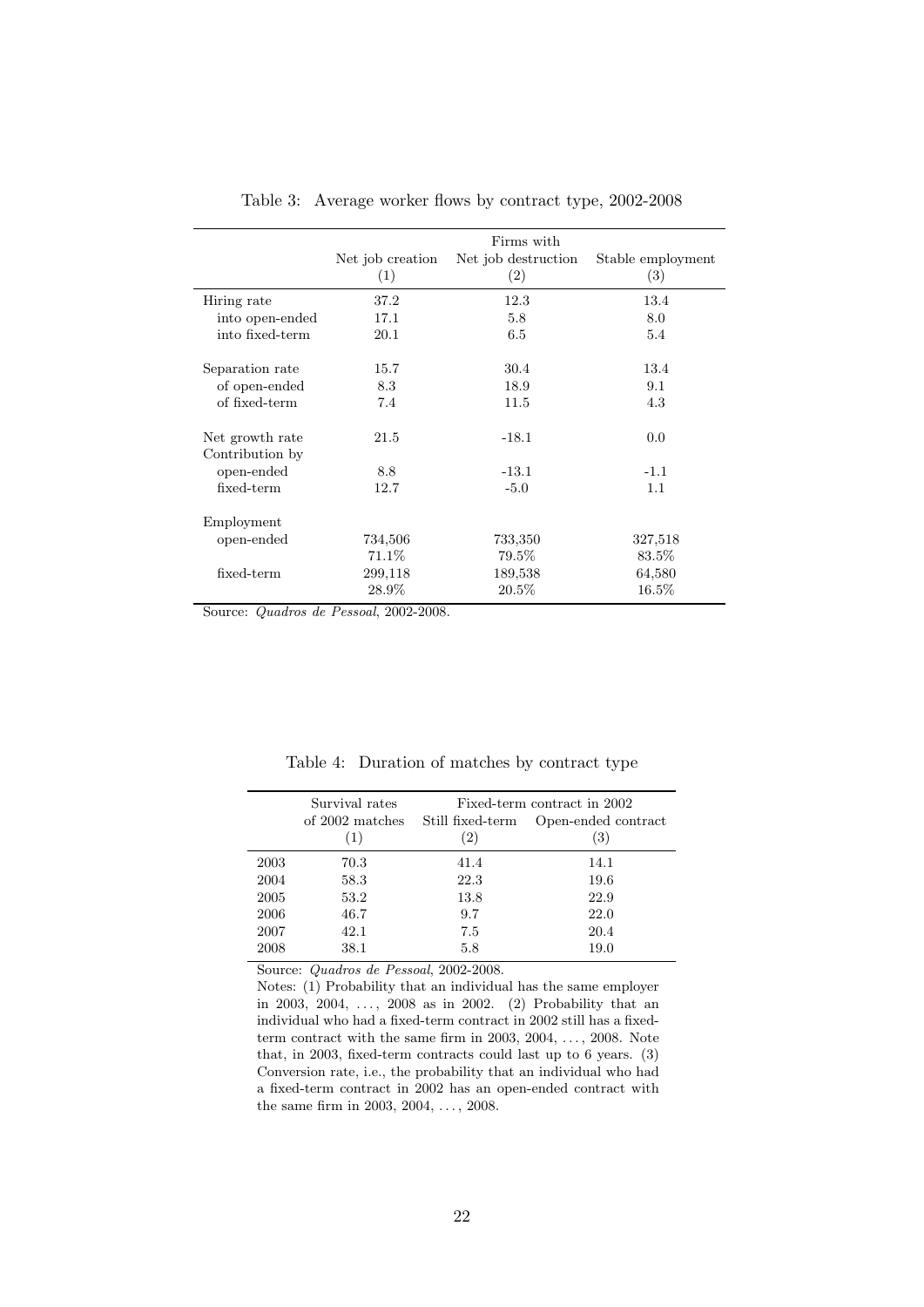Table 3: Average worker flows by contract type, 2002-2008

| | Firms with | | |
|---|---|---|---|
| | Net job creation | Net job destruction | Stable employment |
| | (1) | (2) | (3) |
| Hiring rate | 37.2 | 12.3 | 13.4 |
| into open-ended | 17.1 | 5.8 | 8.0 |
| into fixed-term | 20.1 | 6.5 | 5.4 |
| | | | |
| Separation rate | 15.7 | 30.4 | 13.4 |
| of open-ended | 8.3 | 18.9 | 9.1 |
| of fixed-term | 7.4 | 11.5 | 4.3 |
| | | | |
| Net growth rate | 21.5 | -18.1 | 0.0 |
| Contribution by | | | |
| open-ended | 8.8 | -13.1 | -1.1 |
| fixed-term | 12.7 | -5.0 | 1.1 |
| | | | |
| Employment | | | |
| open-ended | 734,506 | 733,350 | 327,518 |
| | 71.1% | 79.5% | 83.5% |
| fixed-term | 299,118 | 189,538 | 64,580 |
| | 28.9% | 20.5% | 16.5% |

Source: *Quadros de Pessoal*, 2002-2008.

Table 4: Duration of matches by contract type

| | Survival rates | Fixed-term contract in 2002 | |
|---|---|---|---|
| | of 2002 matches | Still fixed-term | Open-ended contract |
| | (1) | (2) | (3) |
| 2003 | 70.3 | 41.4 | 14.1 |
| 2004 | 58.3 | 22.3 | 19.6 |
| 2005 | 53.2 | 13.8 | 22.9 |
| 2006 | 46.7 | 9.7 | 22.0 |
| 2007 | 42.1 | 7.5 | 20.4 |
| 2008 | 38.1 | 5.8 | 19.0 |

Source: *Quadros de Pessoal*, 2002-2008.

Notes: (1) Probability that an individual has the same employer in 2003, 2004, ..., 2008 as in 2002. (2) Probability that an individual who had a fixed-term contract in 2002 still has a fixed-term contract with the same firm in 2003, 2004, ..., 2008. Note that, in 2003, fixed-term contracts could last up to 6 years. (3) Conversion rate, i.e., the probability that an individual who had a fixed-term contract in 2002 has an open-ended contract with the same firm in 2003, 2004, ..., 2008.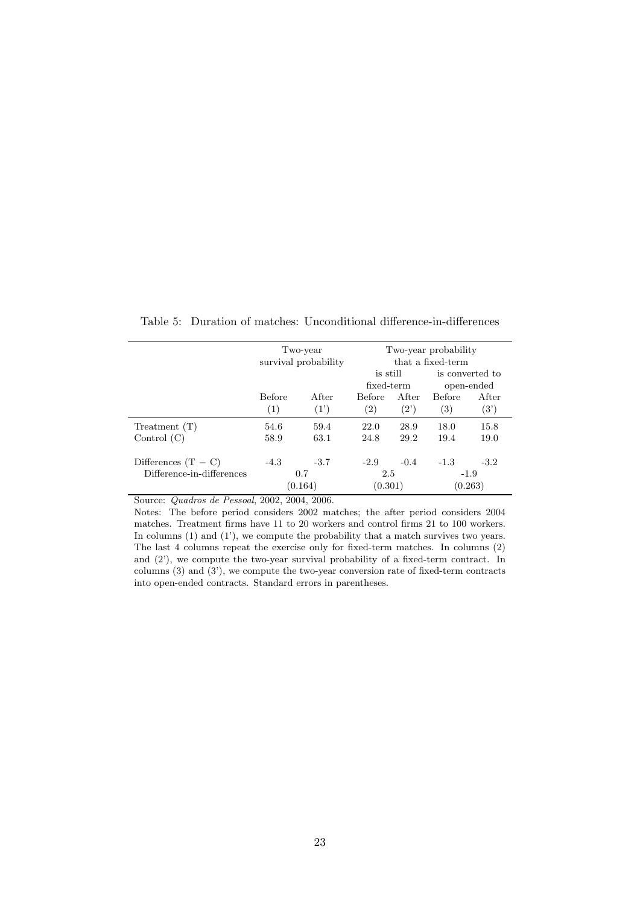Table 5: Duration of matches: Unconditional difference-in-differences

| | Two-year survival probability | | Two-year probability that a fixed-term | | | |
|---|---|---|---|---|---|---|
| | | | is still fixed-term | | is converted to open-ended | |
| | Before (1) | After (1') | Before (2) | After (2') | Before (3) | After (3') |
| Treatment (T) | 54.6 | 59.4 | 22.0 | 28.9 | 18.0 | 15.8 |
| Control (C) | 58.9 | 63.1 | 24.8 | 29.2 | 19.4 | 19.0 |
| Differences (T − C) | -4.3 | -3.7 | -2.9 | -0.4 | -1.3 | -3.2 |
| Difference-in-differences | 0.7 | | 2.5 | | -1.9 | |
| | (0.164) | | (0.301) | | (0.263) | |

Source: *Quadros de Pessoal*, 2002, 2004, 2006.

Notes: The before period considers 2002 matches; the after period considers 2004 matches. Treatment firms have 11 to 20 workers and control firms 21 to 100 workers. In columns (1) and (1'), we compute the probability that a match survives two years. The last 4 columns repeat the exercise only for fixed-term matches. In columns (2) and (2'), we compute the two-year survival probability of a fixed-term contract. In columns (3) and (3'), we compute the two-year conversion rate of fixed-term contracts into open-ended contracts. Standard errors in parentheses.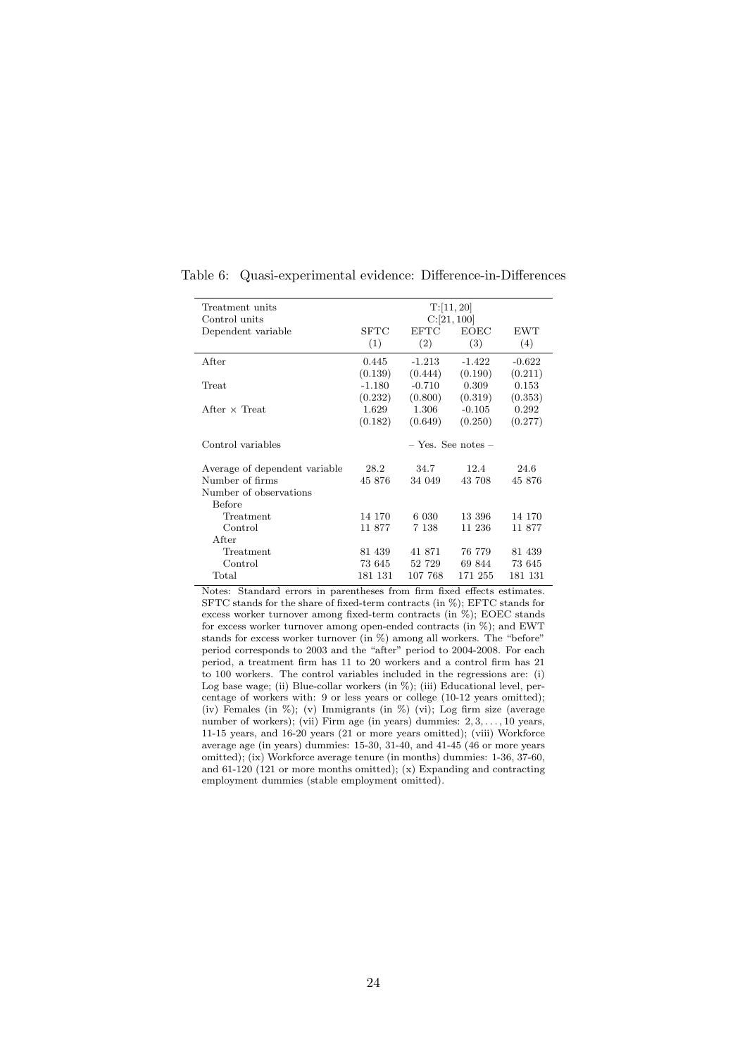Table 6: Quasi-experimental evidence: Difference-in-Differences

| Treatment units | T:[11, 20] | | | |
|---|---|---|---|---|
| Control units | C:[21, 100] | | | |
| Dependent variable | SFTC | EFTC | EOEC | EWT |
| | (1) | (2) | (3) | (4) |
| After | 0.445 | -1.213 | -1.422 | -0.622 |
| | (0.139) | (0.444) | (0.190) | (0.211) |
| Treat | -1.180 | -0.710 | 0.309 | 0.153 |
| | (0.232) | (0.800) | (0.319) | (0.353) |
| After × Treat | 1.629 | 1.306 | -0.105 | 0.292 |
| | (0.182) | (0.649) | (0.250) | (0.277) |
| Control variables | – Yes. See notes – | | | |
| Average of dependent variable | 28.2 | 34.7 | 12.4 | 24.6 |
| Number of firms | 45 876 | 34 049 | 43 708 | 45 876 |
| Number of observations | | | | |
| Before | | | | |
| Treatment | 14 170 | 6 030 | 13 396 | 14 170 |
| Control | 11 877 | 7 138 | 11 236 | 11 877 |
| After | | | | |
| Treatment | 81 439 | 41 871 | 76 779 | 81 439 |
| Control | 73 645 | 52 729 | 69 844 | 73 645 |
| Total | 181 131 | 107 768 | 171 255 | 181 131 |

Notes: Standard errors in parentheses from firm fixed effects estimates. SFTC stands for the share of fixed-term contracts (in %); EFTC stands for excess worker turnover among fixed-term contracts (in %); EOEC stands for excess worker turnover among open-ended contracts (in %); and EWT stands for excess worker turnover (in %) among all workers. The "before" period corresponds to 2003 and the "after" period to 2004-2008. For each period, a treatment firm has 11 to 20 workers and a control firm has 21 to 100 workers. The control variables included in the regressions are: (i) Log base wage; (ii) Blue-collar workers (in %); (iii) Educational level, percentage of workers with: 9 or less years or college (10-12 years omitted); (iv) Females (in %); (v) Immigrants (in %) (vi); Log firm size (average number of workers); (vii) Firm age (in years) dummies: $2, 3, \ldots, 10$ years, 11-15 years, and 16-20 years (21 or more years omitted); (viii) Workforce average age (in years) dummies: 15-30, 31-40, and 41-45 (46 or more years omitted); (ix) Workforce average tenure (in months) dummies: 1-36, 37-60, and 61-120 (121 or more months omitted); (x) Expanding and contracting employment dummies (stable employment omitted).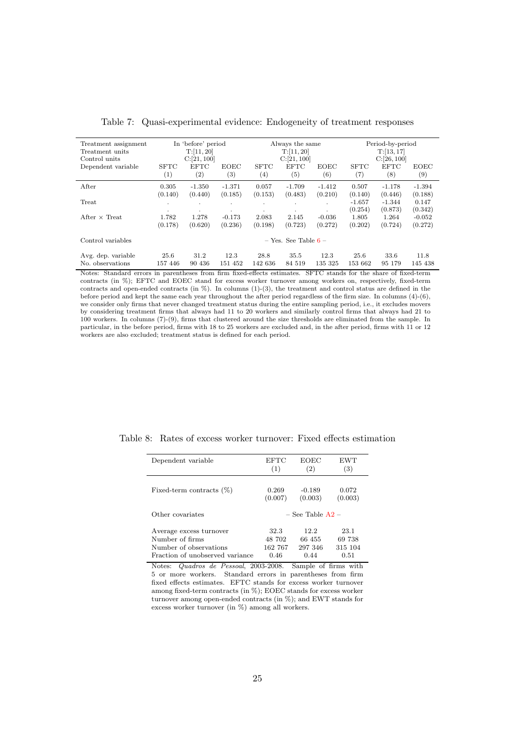Table 7: Quasi-experimental evidence: Endogeneity of treatment responses

| Treatment assignment | In 'before' period | | | Always the same | | | Period-by-period | | |
|---|---|---|---|---|---|---|---|---|---|
| Treatment units | T:[11, 20] | | | T:[11, 20] | | | T:[13, 17] | | |
| Control units | C:[21, 100] | | | C:[21, 100] | | | C:[26, 100] | | |
| Dependent variable | SFTC | EFTC | EOEC | SFTC | EFTC | EOEC | SFTC | EFTC | EOEC |
| | (1) | (2) | (3) | (4) | (5) | (6) | (7) | (8) | (9) |
| After | 0.305 | -1.350 | -1.371 | 0.057 | -1.709 | -1.412 | 0.507 | -1.178 | -1.394 |
| | (0.140) | (0.440) | (0.185) | (0.153) | (0.483) | (0.210) | (0.140) | (0.446) | (0.188) |
| Treat | . | . | . | . | . | . | -1.657 | -1.344 | 0.147 |
| | . | . | . | . | . | . | (0.254) | (0.873) | (0.342) |
| After × Treat | 1.782 | 1.278 | -0.173 | 2.083 | 2.145 | -0.036 | 1.805 | 1.264 | -0.052 |
| | (0.178) | (0.620) | (0.236) | (0.198) | (0.723) | (0.272) | (0.202) | (0.724) | (0.272) |
| Control variables | – Yes. See Table 6 – | | | | | | | | |
| Avg. dep. variable | 25.6 | 31.2 | 12.3 | 28.8 | 35.5 | 12.3 | 25.6 | 33.6 | 11.8 |
| No. observations | 157 446 | 90 436 | 151 452 | 142 636 | 84 519 | 135 325 | 153 662 | 95 179 | 145 438 |

Notes: Standard errors in parentheses from firm fixed-effects estimates. SFTC stands for the share of fixed-term contracts (in %); EFTC and EOEC stand for excess worker turnover among workers on, respectively, fixed-term contracts and open-ended contracts (in %). In columns (1)-(3), the treatment and control status are defined in the before period and kept the same each year throughout the after period regardless of the firm size. In columns (4)-(6), we consider only firms that never changed treatment status during the entire sampling period, i.e., it excludes movers by considering treatment firms that always had 11 to 20 workers and similarly control firms that always had 21 to 100 workers. In columns (7)-(9), firms that clustered around the size thresholds are eliminated from the sample. In particular, in the before period, firms with 18 to 25 workers are excluded and, in the after period, firms with 11 or 12 workers are also excluded; treatment status is defined for each period.

Table 8: Rates of excess worker turnover: Fixed effects estimation

| Dependent variable | EFTC (1) | EOEC (2) | EWT (3) |
|---|---|---|---|
| Fixed-term contracts (%) | 0.269 | -0.189 | 0.072 |
| | (0.007) | (0.003) | (0.003) |
| Other covariates | – See Table A2 – | | |
| Average excess turnover | 32.3 | 12.2 | 23.1 |
| Number of firms | 48 702 | 66 455 | 69 738 |
| Number of observations | 162 767 | 297 346 | 315 104 |
| Fraction of unobserved variance | 0.46 | 0.44 | 0.51 |

Notes: *Quadros de Pessoal*, 2003-2008. Sample of firms with 5 or more workers. Standard errors in parentheses from firm fixed effects estimates. EFTC stands for excess worker turnover among fixed-term contracts (in %); EOEC stands for excess worker turnover among open-ended contracts (in %); and EWT stands for excess worker turnover (in %) among all workers.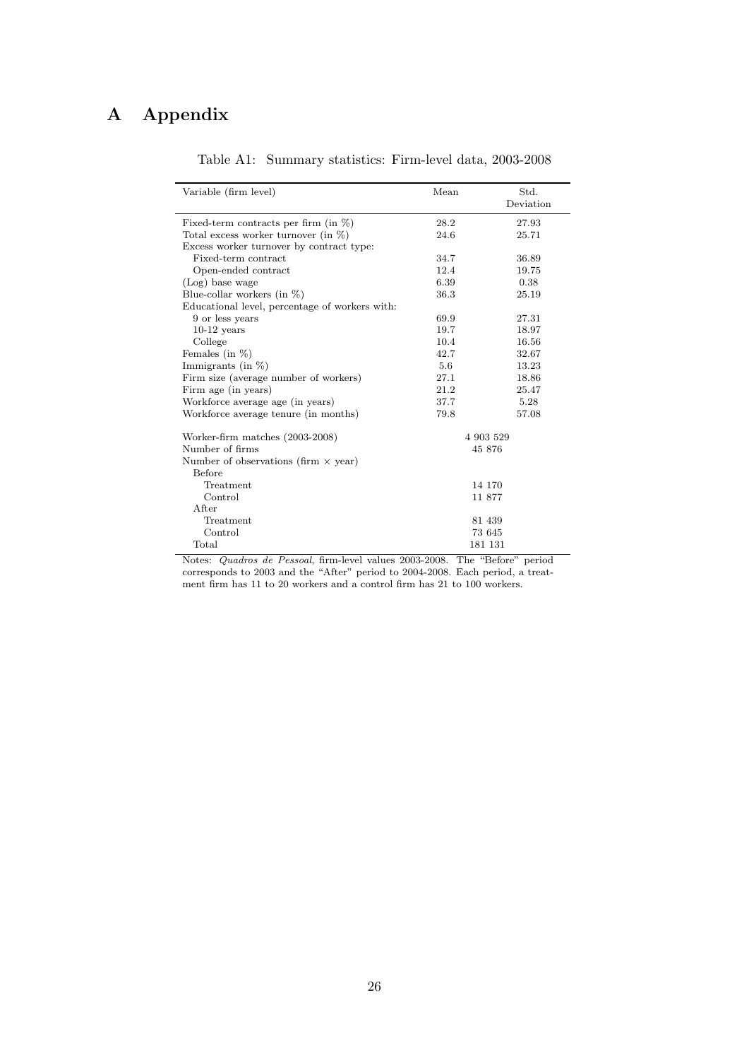# A Appendix

Table A1: Summary statistics: Firm-level data, 2003-2008

| Variable (firm level) | Mean | Std. Deviation |
|---|---|---|
| Fixed-term contracts per firm (in %) | 28.2 | 27.93 |
| Total excess worker turnover (in %) | 24.6 | 25.71 |
| Excess worker turnover by contract type: | | |
| Fixed-term contract | 34.7 | 36.89 |
| Open-ended contract | 12.4 | 19.75 |
| (Log) base wage | 6.39 | 0.38 |
| Blue-collar workers (in %) | 36.3 | 25.19 |
| Educational level, percentage of workers with: | | |
| 9 or less years | 69.9 | 27.31 |
| 10-12 years | 19.7 | 18.97 |
| College | 10.4 | 16.56 |
| Females (in %) | 42.7 | 32.67 |
| Immigrants (in %) | 5.6 | 13.23 |
| Firm size (average number of workers) | 27.1 | 18.86 |
| Firm age (in years) | 21.2 | 25.47 |
| Workforce average age (in years) | 37.7 | 5.28 |
| Workforce average tenure (in months) | 79.8 | 57.08 |
| Worker-firm matches (2003-2008) | 4 903 529 | |
| Number of firms | 45 876 | |
| Number of observations (firm $\times$ year) | | |
| Before | | |
| Treatment | 14 170 | |
| Control | 11 877 | |
| After | | |
| Treatment | 81 439 | |
| Control | 73 645 | |
| Total | 181 131 | |

Notes: *Quadros de Pessoal*, firm-level values 2003-2008. The "Before" period corresponds to 2003 and the "After" period to 2004-2008. Each period, a treatment firm has 11 to 20 workers and a control firm has 21 to 100 workers.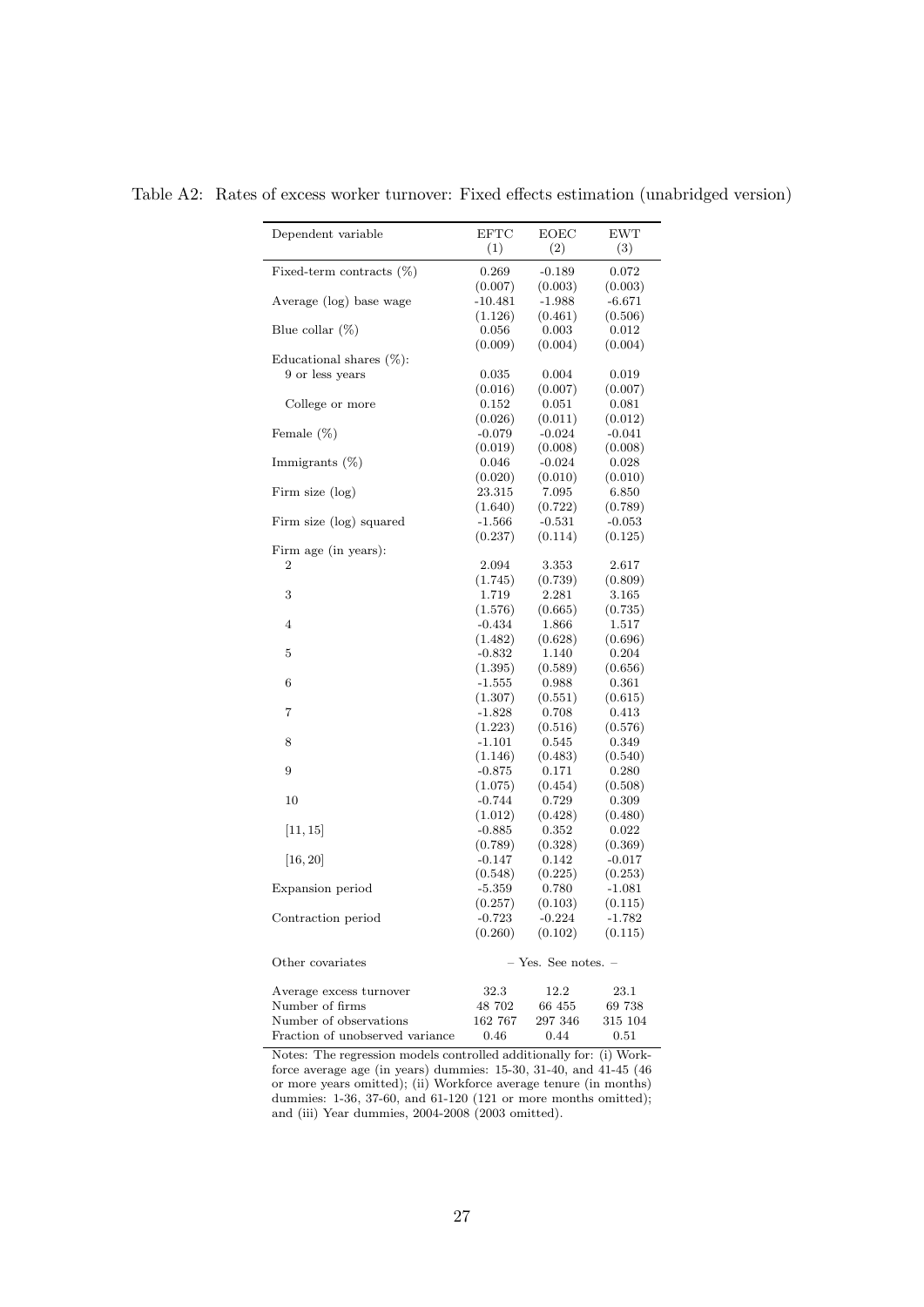Table A2: Rates of excess worker turnover: Fixed effects estimation (unabridged version)

| Dependent variable | EFTC (1) | EOEC (2) | EWT (3) |
|---|---|---|---|
| Fixed-term contracts (%) | 0.269 | -0.189 | 0.072 |
| | (0.007) | (0.003) | (0.003) |
| Average (log) base wage | -10.481 | -1.988 | -6.671 |
| | (1.126) | (0.461) | (0.506) |
| Blue collar (%) | 0.056 | 0.003 | 0.012 |
| | (0.009) | (0.004) | (0.004) |
| Educational shares (%): | | | |
| 9 or less years | 0.035 | 0.004 | 0.019 |
| | (0.016) | (0.007) | (0.007) |
| College or more | 0.152 | 0.051 | 0.081 |
| | (0.026) | (0.011) | (0.012) |
| Female (%) | -0.079 | -0.024 | -0.041 |
| | (0.019) | (0.008) | (0.008) |
| Immigrants (%) | 0.046 | -0.024 | 0.028 |
| | (0.020) | (0.010) | (0.010) |
| Firm size (log) | 23.315 | 7.095 | 6.850 |
| | (1.640) | (0.722) | (0.789) |
| Firm size (log) squared | -1.566 | -0.531 | -0.053 |
| | (0.237) | (0.114) | (0.125) |
| Firm age (in years): | | | |
| 2 | 2.094 | 3.353 | 2.617 |
| | (1.745) | (0.739) | (0.809) |
| 3 | 1.719 | 2.281 | 3.165 |
| | (1.576) | (0.665) | (0.735) |
| 4 | -0.434 | 1.866 | 1.517 |
| | (1.482) | (0.628) | (0.696) |
| 5 | -0.832 | 1.140 | 0.204 |
| | (1.395) | (0.589) | (0.656) |
| 6 | -1.555 | 0.988 | 0.361 |
| | (1.307) | (0.551) | (0.615) |
| 7 | -1.828 | 0.708 | 0.413 |
| | (1.223) | (0.516) | (0.576) |
| 8 | -1.101 | 0.545 | 0.349 |
| | (1.146) | (0.483) | (0.540) |
| 9 | -0.875 | 0.171 | 0.280 |
| | (1.075) | (0.454) | (0.508) |
| 10 | -0.744 | 0.729 | 0.309 |
| | (1.012) | (0.428) | (0.480) |
| [11, 15] | -0.885 | 0.352 | 0.022 |
| | (0.789) | (0.328) | (0.369) |
| [16, 20] | -0.147 | 0.142 | -0.017 |
| | (0.548) | (0.225) | (0.253) |
| Expansion period | -5.359 | 0.780 | -1.081 |
| | (0.257) | (0.103) | (0.115) |
| Contraction period | -0.723 | -0.224 | -1.782 |
| | (0.260) | (0.102) | (0.115) |
| Other covariates | | – Yes. See notes. – | |
| Average excess turnover | 32.3 | 12.2 | 23.1 |
| Number of firms | 48 702 | 66 455 | 69 738 |
| Number of observations | 162 767 | 297 346 | 315 104 |
| Fraction of unobserved variance | 0.46 | 0.44 | 0.51 |

Notes: The regression models controlled additionally for: (i) Workforce average age (in years) dummies: 15-30, 31-40, and 41-45 (46 or more years omitted); (ii) Workforce average tenure (in months) dummies: 1-36, 37-60, and 61-120 (121 or more months omitted); and (iii) Year dummies, 2004-2008 (2003 omitted).